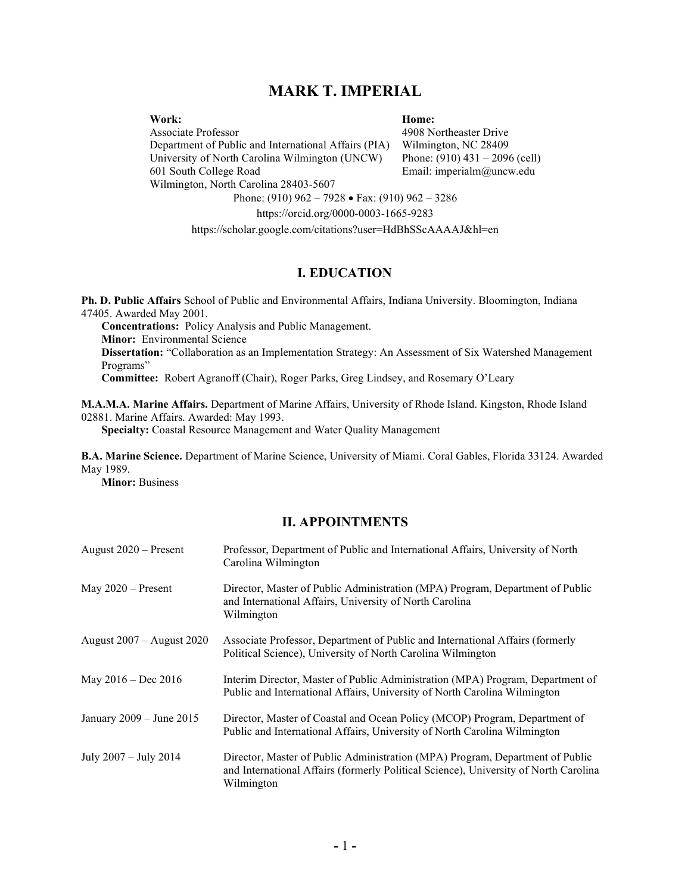# MARK T. IMPERIAL

**Work:**
Associate Professor
Department of Public and International Affairs (PIA)
University of North Carolina Wilmington (UNCW)
601 South College Road
Wilmington, North Carolina 28403-5607

**Home:**
4908 Northeaster Drive
Wilmington, NC 28409
Phone: (910) 431 – 2096 (cell)
Email: imperialm@uncw.edu

Phone: (910) 962 – 7928 • Fax: (910) 962 – 3286
https://orcid.org/0000-0003-1665-9283
https://scholar.google.com/citations?user=HdBhSScAAAAJ&hl=en

## I. EDUCATION

**Ph. D. Public Affairs** School of Public and Environmental Affairs, Indiana University. Bloomington, Indiana 47405. Awarded May 2001.
  **Concentrations:** Policy Analysis and Public Management.
  **Minor:** Environmental Science
  **Dissertation:** "Collaboration as an Implementation Strategy: An Assessment of Six Watershed Management Programs"
  **Committee:** Robert Agranoff (Chair), Roger Parks, Greg Lindsey, and Rosemary O'Leary

**M.A.M.A. Marine Affairs.** Department of Marine Affairs, University of Rhode Island. Kingston, Rhode Island 02881. Marine Affairs. Awarded: May 1993.
  **Specialty:** Coastal Resource Management and Water Quality Management

**B.A. Marine Science.** Department of Marine Science, University of Miami. Coral Gables, Florida 33124. Awarded May 1989.
  **Minor:** Business

## II. APPOINTMENTS

| | |
|---|---|
| August 2020 – Present | Professor, Department of Public and International Affairs, University of North Carolina Wilmington |
| May 2020 – Present | Director, Master of Public Administration (MPA) Program, Department of Public and International Affairs, University of North Carolina Wilmington |
| August 2007 – August 2020 | Associate Professor, Department of Public and International Affairs (formerly Political Science), University of North Carolina Wilmington |
| May 2016 – Dec 2016 | Interim Director, Master of Public Administration (MPA) Program, Department of Public and International Affairs, University of North Carolina Wilmington |
| January 2009 – June 2015 | Director, Master of Coastal and Ocean Policy (MCOP) Program, Department of Public and International Affairs, University of North Carolina Wilmington |
| July 2007 – July 2014 | Director, Master of Public Administration (MPA) Program, Department of Public and International Affairs (formerly Political Science), University of North Carolina Wilmington |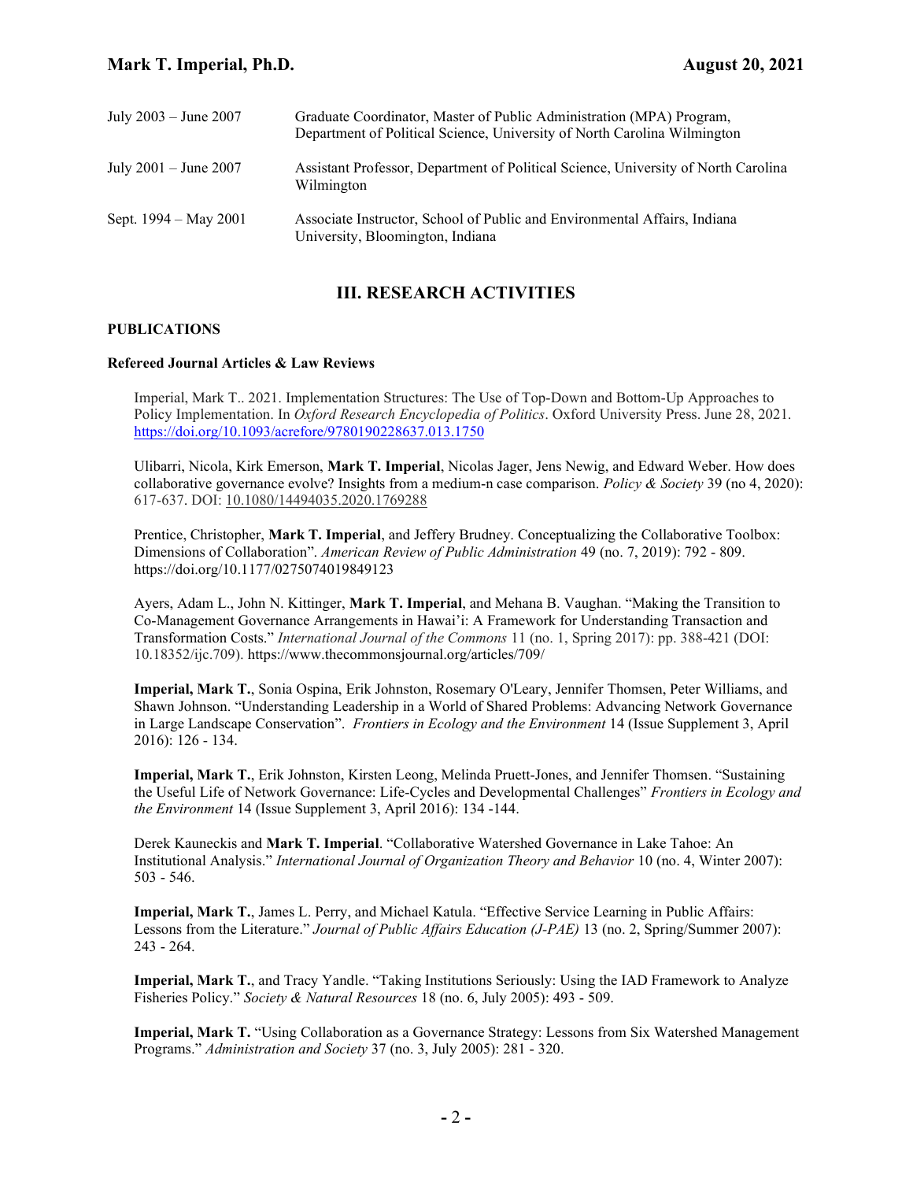| | |
|---|---|
| July 2003 – June 2007 | Graduate Coordinator, Master of Public Administration (MPA) Program, Department of Political Science, University of North Carolina Wilmington |
| July 2001 – June 2007 | Assistant Professor, Department of Political Science, University of North Carolina Wilmington |
| Sept. 1994 – May 2001 | Associate Instructor, School of Public and Environmental Affairs, Indiana University, Bloomington, Indiana |

## III. RESEARCH ACTIVITIES

### PUBLICATIONS

#### Refereed Journal Articles & Law Reviews

Imperial, Mark T.. 2021. Implementation Structures: The Use of Top-Down and Bottom-Up Approaches to Policy Implementation. In *Oxford Research Encyclopedia of Politics*. Oxford University Press. June 28, 2021. https://doi.org/10.1093/acrefore/9780190228637.013.1750

Ulibarri, Nicola, Kirk Emerson, **Mark T. Imperial**, Nicolas Jager, Jens Newig, and Edward Weber. How does collaborative governance evolve? Insights from a medium-n case comparison. *Policy & Society* 39 (no 4, 2020): 617-637. DOI: 10.1080/14494035.2020.1769288

Prentice, Christopher, **Mark T. Imperial**, and Jeffery Brudney. Conceptualizing the Collaborative Toolbox: Dimensions of Collaboration". *American Review of Public Administration* 49 (no. 7, 2019): 792 - 809. https://doi.org/10.1177/0275074019849123

Ayers, Adam L., John N. Kittinger, **Mark T. Imperial**, and Mehana B. Vaughan. "Making the Transition to Co-Management Governance Arrangements in Hawai'i: A Framework for Understanding Transaction and Transformation Costs." *International Journal of the Commons* 11 (no. 1, Spring 2017): pp. 388-421 (DOI: 10.18352/ijc.709). https://www.thecommonsjournal.org/articles/709/

**Imperial, Mark T.**, Sonia Ospina, Erik Johnston, Rosemary O'Leary, Jennifer Thomsen, Peter Williams, and Shawn Johnson. "Understanding Leadership in a World of Shared Problems: Advancing Network Governance in Large Landscape Conservation". *Frontiers in Ecology and the Environment* 14 (Issue Supplement 3, April 2016): 126 - 134.

**Imperial, Mark T.**, Erik Johnston, Kirsten Leong, Melinda Pruett-Jones, and Jennifer Thomsen. "Sustaining the Useful Life of Network Governance: Life-Cycles and Developmental Challenges" *Frontiers in Ecology and the Environment* 14 (Issue Supplement 3, April 2016): 134 -144.

Derek Kauneckis and **Mark T. Imperial**. "Collaborative Watershed Governance in Lake Tahoe: An Institutional Analysis." *International Journal of Organization Theory and Behavior* 10 (no. 4, Winter 2007): 503 - 546.

**Imperial, Mark T.**, James L. Perry, and Michael Katula. "Effective Service Learning in Public Affairs: Lessons from the Literature." *Journal of Public Affairs Education (J-PAE)* 13 (no. 2, Spring/Summer 2007): 243 - 264.

**Imperial, Mark T.**, and Tracy Yandle. "Taking Institutions Seriously: Using the IAD Framework to Analyze Fisheries Policy." *Society & Natural Resources* 18 (no. 6, July 2005): 493 - 509.

**Imperial, Mark T.** "Using Collaboration as a Governance Strategy: Lessons from Six Watershed Management Programs." *Administration and Society* 37 (no. 3, July 2005): 281 - 320.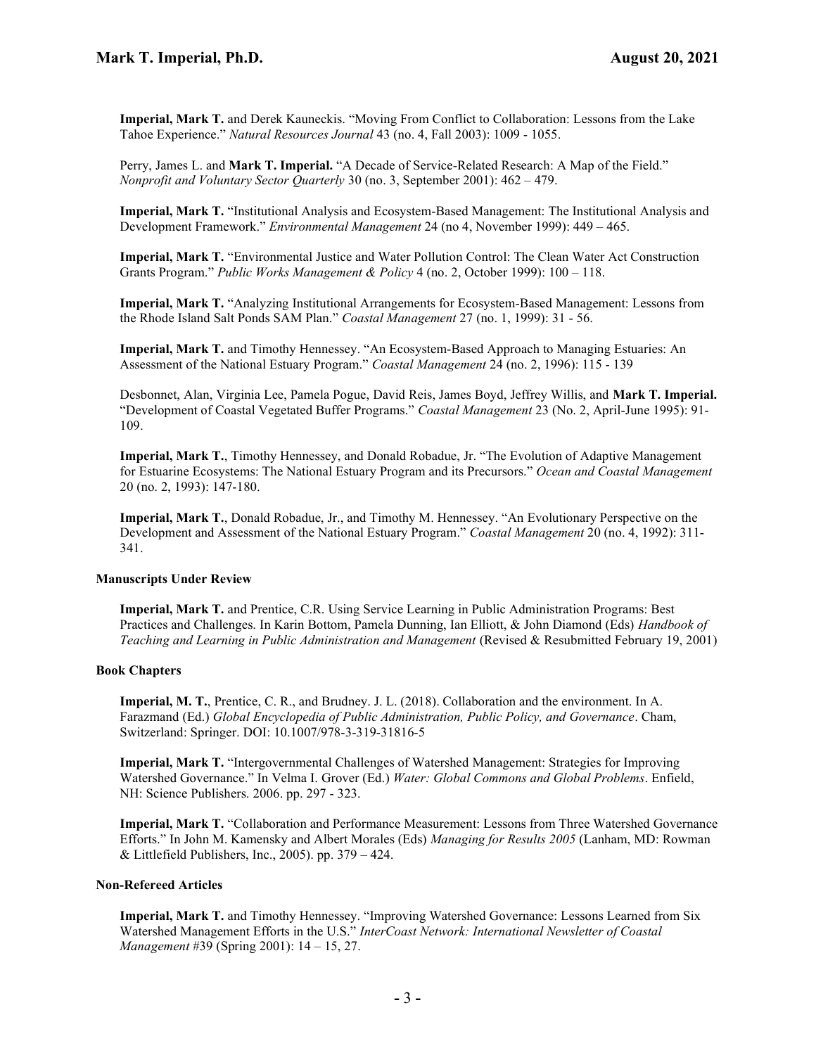**Imperial, Mark T.** and Derek Kauneckis. "Moving From Conflict to Collaboration: Lessons from the Lake Tahoe Experience." *Natural Resources Journal* 43 (no. 4, Fall 2003): 1009 - 1055.

Perry, James L. and **Mark T. Imperial.** "A Decade of Service-Related Research: A Map of the Field." *Nonprofit and Voluntary Sector Quarterly* 30 (no. 3, September 2001): 462 – 479.

**Imperial, Mark T.** "Institutional Analysis and Ecosystem-Based Management: The Institutional Analysis and Development Framework." *Environmental Management* 24 (no 4, November 1999): 449 – 465.

**Imperial, Mark T.** "Environmental Justice and Water Pollution Control: The Clean Water Act Construction Grants Program." *Public Works Management & Policy* 4 (no. 2, October 1999): 100 – 118.

**Imperial, Mark T.** "Analyzing Institutional Arrangements for Ecosystem-Based Management: Lessons from the Rhode Island Salt Ponds SAM Plan." *Coastal Management* 27 (no. 1, 1999): 31 - 56.

**Imperial, Mark T.** and Timothy Hennessey. "An Ecosystem-Based Approach to Managing Estuaries: An Assessment of the National Estuary Program." *Coastal Management* 24 (no. 2, 1996): 115 - 139

Desbonnet, Alan, Virginia Lee, Pamela Pogue, David Reis, James Boyd, Jeffrey Willis, and **Mark T. Imperial.** "Development of Coastal Vegetated Buffer Programs." *Coastal Management* 23 (No. 2, April-June 1995): 91-109.

**Imperial, Mark T.**, Timothy Hennessey, and Donald Robadue, Jr. "The Evolution of Adaptive Management for Estuarine Ecosystems: The National Estuary Program and its Precursors." *Ocean and Coastal Management* 20 (no. 2, 1993): 147-180.

**Imperial, Mark T.**, Donald Robadue, Jr., and Timothy M. Hennessey. "An Evolutionary Perspective on the Development and Assessment of the National Estuary Program." *Coastal Management* 20 (no. 4, 1992): 311-341.

#### Manuscripts Under Review

**Imperial, Mark T.** and Prentice, C.R. Using Service Learning in Public Administration Programs: Best Practices and Challenges. In Karin Bottom, Pamela Dunning, Ian Elliott, & John Diamond (Eds) *Handbook of Teaching and Learning in Public Administration and Management* (Revised & Resubmitted February 19, 2001)

#### Book Chapters

**Imperial, M. T.**, Prentice, C. R., and Brudney. J. L. (2018). Collaboration and the environment. In A. Farazmand (Ed.) *Global Encyclopedia of Public Administration, Public Policy, and Governance*. Cham, Switzerland: Springer. DOI: 10.1007/978-3-319-31816-5

**Imperial, Mark T.** "Intergovernmental Challenges of Watershed Management: Strategies for Improving Watershed Governance." In Velma I. Grover (Ed.) *Water: Global Commons and Global Problems*. Enfield, NH: Science Publishers. 2006. pp. 297 - 323.

**Imperial, Mark T.** "Collaboration and Performance Measurement: Lessons from Three Watershed Governance Efforts." In John M. Kamensky and Albert Morales (Eds) *Managing for Results 2005* (Lanham, MD: Rowman & Littlefield Publishers, Inc., 2005). pp. 379 – 424.

#### Non-Refereed Articles

**Imperial, Mark T.** and Timothy Hennessey. "Improving Watershed Governance: Lessons Learned from Six Watershed Management Efforts in the U.S." *InterCoast Network: International Newsletter of Coastal Management* #39 (Spring 2001): 14 – 15, 27.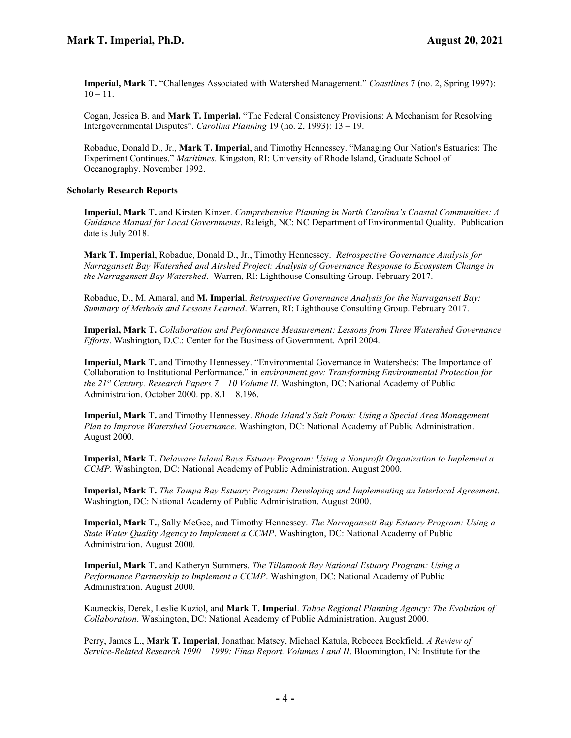**Imperial, Mark T.** "Challenges Associated with Watershed Management." *Coastlines* 7 (no. 2, Spring 1997): 10 – 11.

Cogan, Jessica B. and **Mark T. Imperial.** "The Federal Consistency Provisions: A Mechanism for Resolving Intergovernmental Disputes". *Carolina Planning* 19 (no. 2, 1993): 13 – 19.

Robadue, Donald D., Jr., **Mark T. Imperial**, and Timothy Hennessey. "Managing Our Nation's Estuaries: The Experiment Continues." *Maritimes*. Kingston, RI: University of Rhode Island, Graduate School of Oceanography. November 1992.

**Scholarly Research Reports**

**Imperial, Mark T.** and Kirsten Kinzer. *Comprehensive Planning in North Carolina's Coastal Communities: A Guidance Manual for Local Governments*. Raleigh, NC: NC Department of Environmental Quality. Publication date is July 2018.

**Mark T. Imperial**, Robadue, Donald D., Jr., Timothy Hennessey. *Retrospective Governance Analysis for Narragansett Bay Watershed and Airshed Project: Analysis of Governance Response to Ecosystem Change in the Narragansett Bay Watershed*. Warren, RI: Lighthouse Consulting Group. February 2017.

Robadue, D., M. Amaral, and **M. Imperial**. *Retrospective Governance Analysis for the Narragansett Bay: Summary of Methods and Lessons Learned*. Warren, RI: Lighthouse Consulting Group. February 2017.

**Imperial, Mark T.** *Collaboration and Performance Measurement: Lessons from Three Watershed Governance Efforts*. Washington, D.C.: Center for the Business of Government. April 2004.

**Imperial, Mark T.** and Timothy Hennessey. "Environmental Governance in Watersheds: The Importance of Collaboration to Institutional Performance." in *environment.gov: Transforming Environmental Protection for the 21st Century. Research Papers 7 – 10 Volume II*. Washington, DC: National Academy of Public Administration. October 2000. pp. 8.1 – 8.196.

**Imperial, Mark T.** and Timothy Hennessey. *Rhode Island's Salt Ponds: Using a Special Area Management Plan to Improve Watershed Governance*. Washington, DC: National Academy of Public Administration. August 2000.

**Imperial, Mark T.** *Delaware Inland Bays Estuary Program: Using a Nonprofit Organization to Implement a CCMP*. Washington, DC: National Academy of Public Administration. August 2000.

**Imperial, Mark T.** *The Tampa Bay Estuary Program: Developing and Implementing an Interlocal Agreement*. Washington, DC: National Academy of Public Administration. August 2000.

**Imperial, Mark T.**, Sally McGee, and Timothy Hennessey. *The Narragansett Bay Estuary Program: Using a State Water Quality Agency to Implement a CCMP*. Washington, DC: National Academy of Public Administration. August 2000.

**Imperial, Mark T.** and Katheryn Summers. *The Tillamook Bay National Estuary Program: Using a Performance Partnership to Implement a CCMP*. Washington, DC: National Academy of Public Administration. August 2000.

Kauneckis, Derek, Leslie Koziol, and **Mark T. Imperial**. *Tahoe Regional Planning Agency: The Evolution of Collaboration*. Washington, DC: National Academy of Public Administration. August 2000.

Perry, James L., **Mark T. Imperial**, Jonathan Matsey, Michael Katula, Rebecca Beckfield. *A Review of Service-Related Research 1990 – 1999: Final Report. Volumes I and II*. Bloomington, IN: Institute for the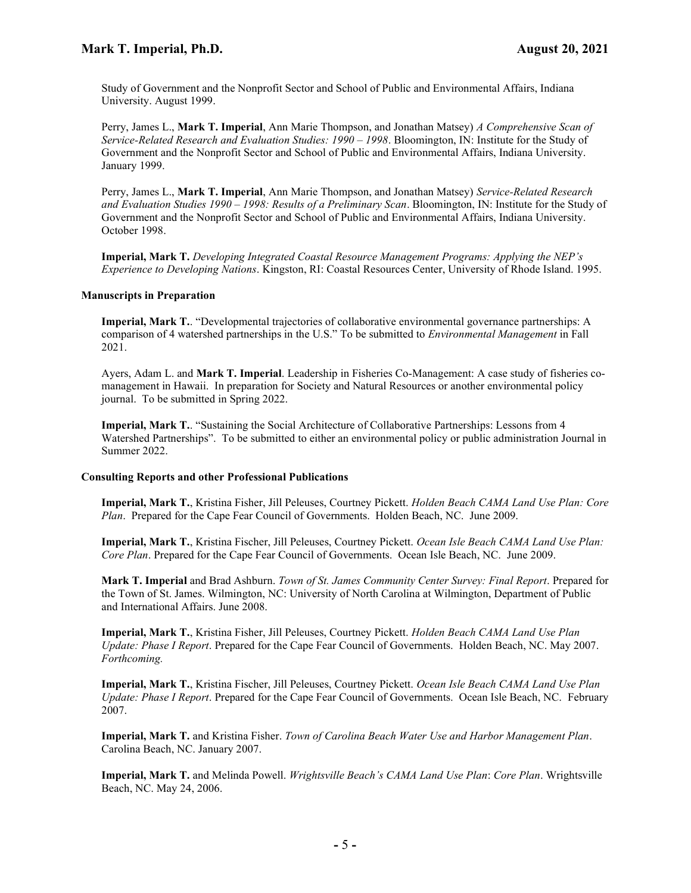Study of Government and the Nonprofit Sector and School of Public and Environmental Affairs, Indiana University. August 1999.

Perry, James L., **Mark T. Imperial**, Ann Marie Thompson, and Jonathan Matsey) *A Comprehensive Scan of Service-Related Research and Evaluation Studies: 1990 – 1998*. Bloomington, IN: Institute for the Study of Government and the Nonprofit Sector and School of Public and Environmental Affairs, Indiana University. January 1999.

Perry, James L., **Mark T. Imperial**, Ann Marie Thompson, and Jonathan Matsey) *Service-Related Research and Evaluation Studies 1990 – 1998: Results of a Preliminary Scan*. Bloomington, IN: Institute for the Study of Government and the Nonprofit Sector and School of Public and Environmental Affairs, Indiana University. October 1998.

**Imperial, Mark T.** *Developing Integrated Coastal Resource Management Programs: Applying the NEP's Experience to Developing Nations*. Kingston, RI: Coastal Resources Center, University of Rhode Island. 1995.

#### Manuscripts in Preparation

**Imperial, Mark T.**. "Developmental trajectories of collaborative environmental governance partnerships: A comparison of 4 watershed partnerships in the U.S." To be submitted to *Environmental Management* in Fall 2021.

Ayers, Adam L. and **Mark T. Imperial**. Leadership in Fisheries Co-Management: A case study of fisheries co-management in Hawaii. In preparation for Society and Natural Resources or another environmental policy journal. To be submitted in Spring 2022.

**Imperial, Mark T.**. "Sustaining the Social Architecture of Collaborative Partnerships: Lessons from 4 Watershed Partnerships". To be submitted to either an environmental policy or public administration Journal in Summer 2022.

#### Consulting Reports and other Professional Publications

**Imperial, Mark T.**, Kristina Fisher, Jill Peleuses, Courtney Pickett. *Holden Beach CAMA Land Use Plan: Core Plan*. Prepared for the Cape Fear Council of Governments. Holden Beach, NC. June 2009.

**Imperial, Mark T.**, Kristina Fischer, Jill Peleuses, Courtney Pickett. *Ocean Isle Beach CAMA Land Use Plan: Core Plan*. Prepared for the Cape Fear Council of Governments. Ocean Isle Beach, NC. June 2009.

**Mark T. Imperial** and Brad Ashburn. *Town of St. James Community Center Survey: Final Report*. Prepared for the Town of St. James. Wilmington, NC: University of North Carolina at Wilmington, Department of Public and International Affairs. June 2008.

**Imperial, Mark T.**, Kristina Fisher, Jill Peleuses, Courtney Pickett. *Holden Beach CAMA Land Use Plan Update: Phase I Report*. Prepared for the Cape Fear Council of Governments. Holden Beach, NC. May 2007. *Forthcoming.*

**Imperial, Mark T.**, Kristina Fischer, Jill Peleuses, Courtney Pickett. *Ocean Isle Beach CAMA Land Use Plan Update: Phase I Report*. Prepared for the Cape Fear Council of Governments. Ocean Isle Beach, NC. February 2007.

**Imperial, Mark T.** and Kristina Fisher. *Town of Carolina Beach Water Use and Harbor Management Plan*. Carolina Beach, NC. January 2007.

**Imperial, Mark T.** and Melinda Powell. *Wrightsville Beach's CAMA Land Use Plan*: *Core Plan*. Wrightsville Beach, NC. May 24, 2006.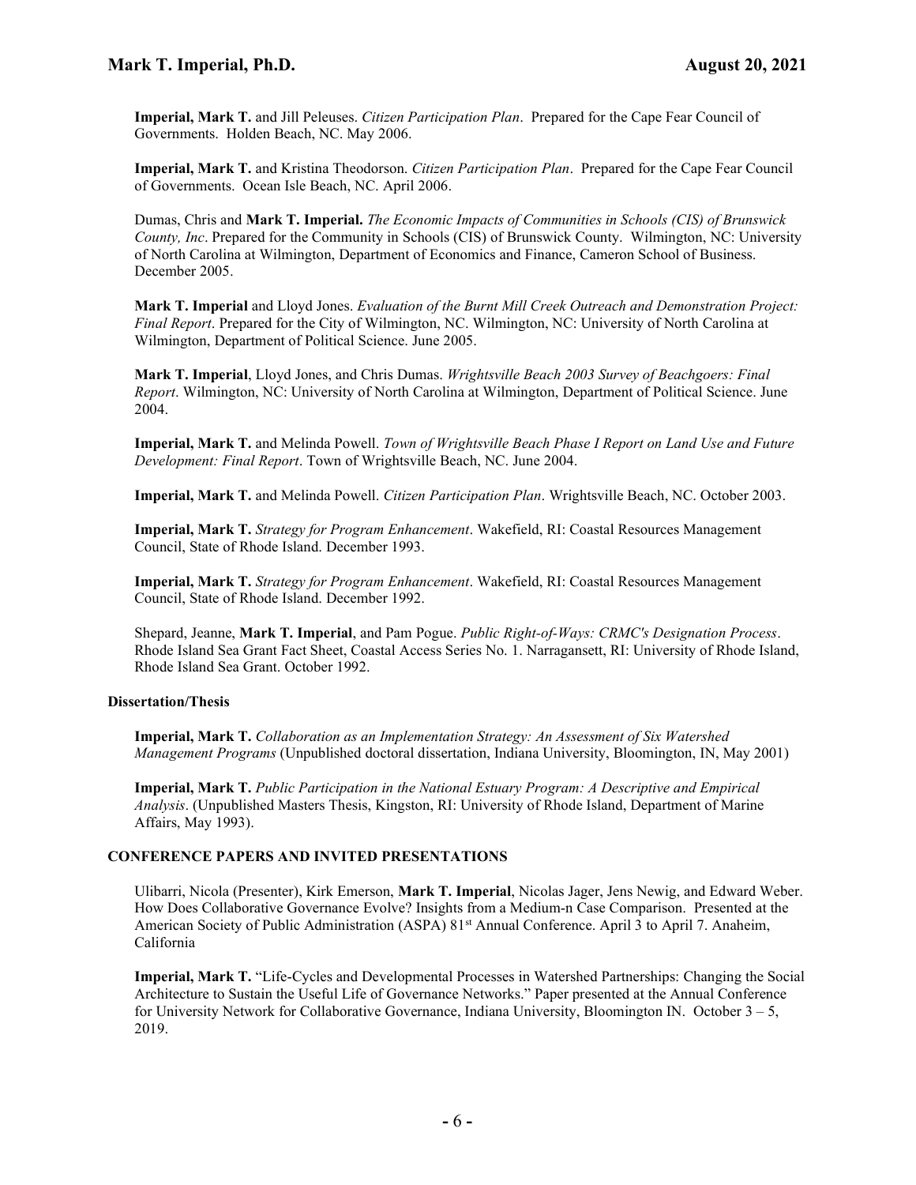**Imperial, Mark T.** and Jill Peleuses. *Citizen Participation Plan*. Prepared for the Cape Fear Council of Governments. Holden Beach, NC. May 2006.

**Imperial, Mark T.** and Kristina Theodorson. *Citizen Participation Plan*. Prepared for the Cape Fear Council of Governments. Ocean Isle Beach, NC. April 2006.

Dumas, Chris and **Mark T. Imperial.** *The Economic Impacts of Communities in Schools (CIS) of Brunswick County, Inc*. Prepared for the Community in Schools (CIS) of Brunswick County. Wilmington, NC: University of North Carolina at Wilmington, Department of Economics and Finance, Cameron School of Business. December 2005.

**Mark T. Imperial** and Lloyd Jones. *Evaluation of the Burnt Mill Creek Outreach and Demonstration Project: Final Report*. Prepared for the City of Wilmington, NC. Wilmington, NC: University of North Carolina at Wilmington, Department of Political Science. June 2005.

**Mark T. Imperial**, Lloyd Jones, and Chris Dumas. *Wrightsville Beach 2003 Survey of Beachgoers: Final Report*. Wilmington, NC: University of North Carolina at Wilmington, Department of Political Science. June 2004.

**Imperial, Mark T.** and Melinda Powell. *Town of Wrightsville Beach Phase I Report on Land Use and Future Development: Final Report*. Town of Wrightsville Beach, NC. June 2004.

**Imperial, Mark T.** and Melinda Powell. *Citizen Participation Plan*. Wrightsville Beach, NC. October 2003.

**Imperial, Mark T.** *Strategy for Program Enhancement*. Wakefield, RI: Coastal Resources Management Council, State of Rhode Island. December 1993.

**Imperial, Mark T.** *Strategy for Program Enhancement*. Wakefield, RI: Coastal Resources Management Council, State of Rhode Island. December 1992.

Shepard, Jeanne, **Mark T. Imperial**, and Pam Pogue. *Public Right-of-Ways: CRMC's Designation Process*. Rhode Island Sea Grant Fact Sheet, Coastal Access Series No. 1. Narragansett, RI: University of Rhode Island, Rhode Island Sea Grant. October 1992.

#### Dissertation/Thesis

**Imperial, Mark T.** *Collaboration as an Implementation Strategy: An Assessment of Six Watershed Management Programs* (Unpublished doctoral dissertation, Indiana University, Bloomington, IN, May 2001)

**Imperial, Mark T.** *Public Participation in the National Estuary Program: A Descriptive and Empirical Analysis*. (Unpublished Masters Thesis, Kingston, RI: University of Rhode Island, Department of Marine Affairs, May 1993).

### CONFERENCE PAPERS AND INVITED PRESENTATIONS

Ulibarri, Nicola (Presenter), Kirk Emerson, **Mark T. Imperial**, Nicolas Jager, Jens Newig, and Edward Weber. How Does Collaborative Governance Evolve? Insights from a Medium-n Case Comparison. Presented at the American Society of Public Administration (ASPA) 81st Annual Conference. April 3 to April 7. Anaheim, California

**Imperial, Mark T.** "Life-Cycles and Developmental Processes in Watershed Partnerships: Changing the Social Architecture to Sustain the Useful Life of Governance Networks." Paper presented at the Annual Conference for University Network for Collaborative Governance, Indiana University, Bloomington IN. October 3 – 5, 2019.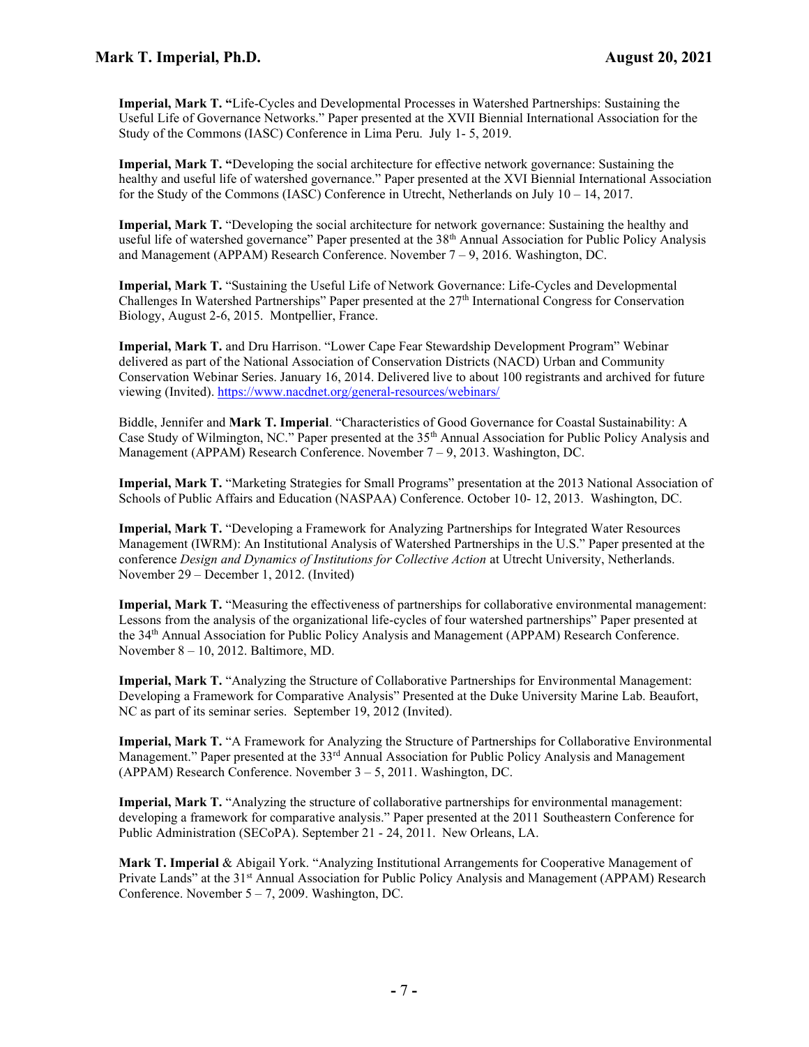**Imperial, Mark T. "**Life-Cycles and Developmental Processes in Watershed Partnerships: Sustaining the Useful Life of Governance Networks." Paper presented at the XVII Biennial International Association for the Study of the Commons (IASC) Conference in Lima Peru. July 1- 5, 2019.

**Imperial, Mark T. "**Developing the social architecture for effective network governance: Sustaining the healthy and useful life of watershed governance." Paper presented at the XVI Biennial International Association for the Study of the Commons (IASC) Conference in Utrecht, Netherlands on July 10 – 14, 2017.

**Imperial, Mark T.** "Developing the social architecture for network governance: Sustaining the healthy and useful life of watershed governance" Paper presented at the 38th Annual Association for Public Policy Analysis and Management (APPAM) Research Conference. November 7 – 9, 2016. Washington, DC.

**Imperial, Mark T.** "Sustaining the Useful Life of Network Governance: Life-Cycles and Developmental Challenges In Watershed Partnerships" Paper presented at the 27th International Congress for Conservation Biology, August 2-6, 2015. Montpellier, France.

**Imperial, Mark T.** and Dru Harrison. "Lower Cape Fear Stewardship Development Program" Webinar delivered as part of the National Association of Conservation Districts (NACD) Urban and Community Conservation Webinar Series. January 16, 2014. Delivered live to about 100 registrants and archived for future viewing (Invited). https://www.nacdnet.org/general-resources/webinars/

Biddle, Jennifer and **Mark T. Imperial**. "Characteristics of Good Governance for Coastal Sustainability: A Case Study of Wilmington, NC." Paper presented at the 35th Annual Association for Public Policy Analysis and Management (APPAM) Research Conference. November 7 – 9, 2013. Washington, DC.

**Imperial, Mark T.** "Marketing Strategies for Small Programs" presentation at the 2013 National Association of Schools of Public Affairs and Education (NASPAA) Conference. October 10- 12, 2013. Washington, DC.

**Imperial, Mark T.** "Developing a Framework for Analyzing Partnerships for Integrated Water Resources Management (IWRM): An Institutional Analysis of Watershed Partnerships in the U.S." Paper presented at the conference *Design and Dynamics of Institutions for Collective Action* at Utrecht University, Netherlands. November 29 – December 1, 2012. (Invited)

**Imperial, Mark T.** "Measuring the effectiveness of partnerships for collaborative environmental management: Lessons from the analysis of the organizational life-cycles of four watershed partnerships" Paper presented at the 34th Annual Association for Public Policy Analysis and Management (APPAM) Research Conference. November 8 – 10, 2012. Baltimore, MD.

**Imperial, Mark T.** "Analyzing the Structure of Collaborative Partnerships for Environmental Management: Developing a Framework for Comparative Analysis" Presented at the Duke University Marine Lab. Beaufort, NC as part of its seminar series. September 19, 2012 (Invited).

**Imperial, Mark T.** "A Framework for Analyzing the Structure of Partnerships for Collaborative Environmental Management." Paper presented at the 33rd Annual Association for Public Policy Analysis and Management (APPAM) Research Conference. November 3 – 5, 2011. Washington, DC.

**Imperial, Mark T.** "Analyzing the structure of collaborative partnerships for environmental management: developing a framework for comparative analysis." Paper presented at the 2011 Southeastern Conference for Public Administration (SECoPA). September 21 - 24, 2011. New Orleans, LA.

**Mark T. Imperial** & Abigail York. "Analyzing Institutional Arrangements for Cooperative Management of Private Lands" at the 31st Annual Association for Public Policy Analysis and Management (APPAM) Research Conference. November 5 – 7, 2009. Washington, DC.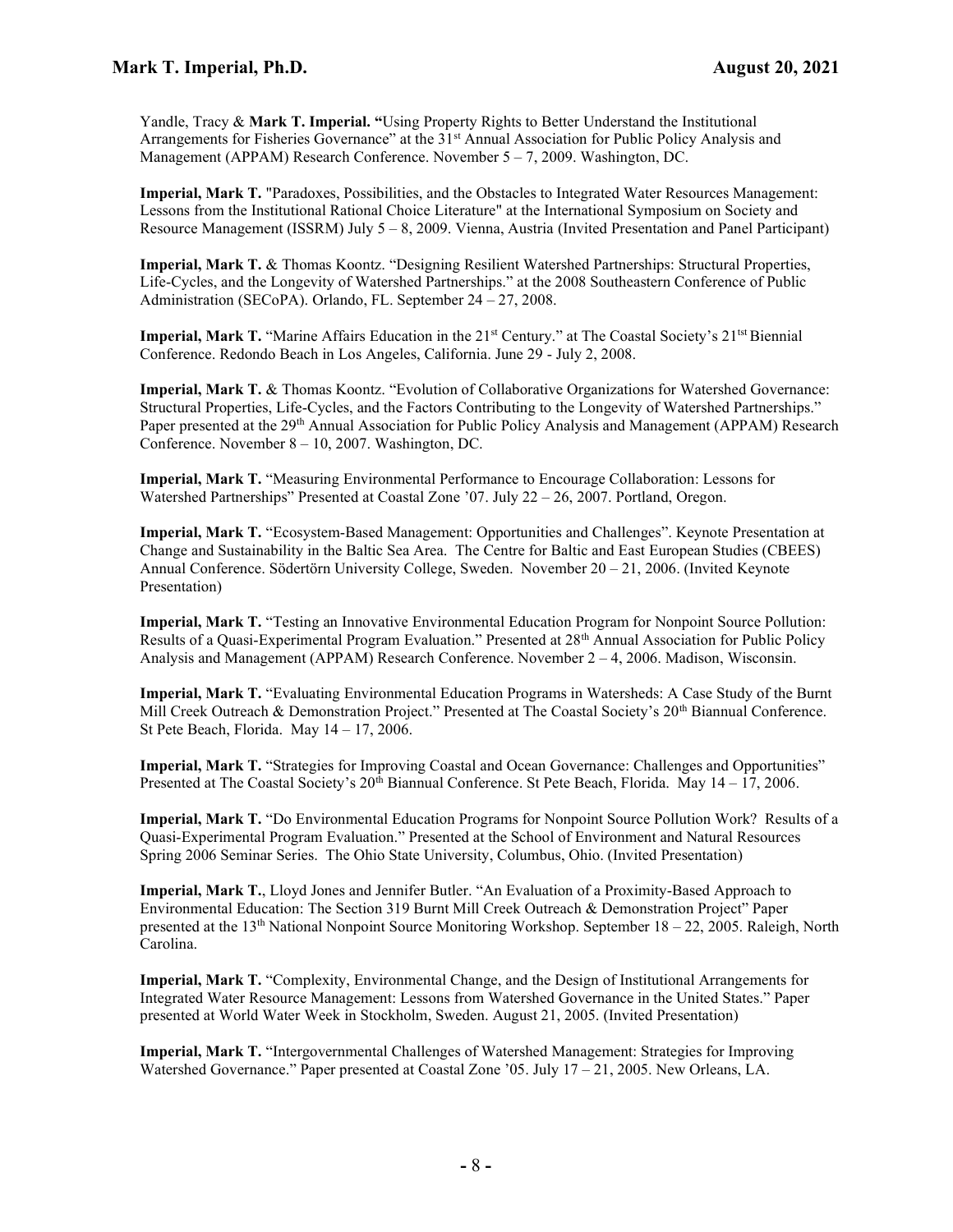Yandle, Tracy & **Mark T. Imperial. "**Using Property Rights to Better Understand the Institutional Arrangements for Fisheries Governance" at the 31st Annual Association for Public Policy Analysis and Management (APPAM) Research Conference. November 5 – 7, 2009. Washington, DC.

**Imperial, Mark T.** "Paradoxes, Possibilities, and the Obstacles to Integrated Water Resources Management: Lessons from the Institutional Rational Choice Literature" at the International Symposium on Society and Resource Management (ISSRM) July 5 – 8, 2009. Vienna, Austria (Invited Presentation and Panel Participant)

**Imperial, Mark T.** & Thomas Koontz. "Designing Resilient Watershed Partnerships: Structural Properties, Life-Cycles, and the Longevity of Watershed Partnerships." at the 2008 Southeastern Conference of Public Administration (SECoPA). Orlando, FL. September 24 – 27, 2008.

**Imperial, Mark T.** "Marine Affairs Education in the 21st Century." at The Coastal Society's 21tst Biennial Conference. Redondo Beach in Los Angeles, California. June 29 - July 2, 2008.

**Imperial, Mark T.** & Thomas Koontz. "Evolution of Collaborative Organizations for Watershed Governance: Structural Properties, Life-Cycles, and the Factors Contributing to the Longevity of Watershed Partnerships." Paper presented at the 29th Annual Association for Public Policy Analysis and Management (APPAM) Research Conference. November 8 – 10, 2007. Washington, DC.

**Imperial, Mark T.** "Measuring Environmental Performance to Encourage Collaboration: Lessons for Watershed Partnerships" Presented at Coastal Zone '07. July 22 – 26, 2007. Portland, Oregon.

**Imperial, Mark T.** "Ecosystem-Based Management: Opportunities and Challenges". Keynote Presentation at Change and Sustainability in the Baltic Sea Area. The Centre for Baltic and East European Studies (CBEES) Annual Conference. Södertörn University College, Sweden. November 20 – 21, 2006. (Invited Keynote Presentation)

**Imperial, Mark T.** "Testing an Innovative Environmental Education Program for Nonpoint Source Pollution: Results of a Quasi-Experimental Program Evaluation." Presented at 28th Annual Association for Public Policy Analysis and Management (APPAM) Research Conference. November 2 – 4, 2006. Madison, Wisconsin.

**Imperial, Mark T.** "Evaluating Environmental Education Programs in Watersheds: A Case Study of the Burnt Mill Creek Outreach & Demonstration Project." Presented at The Coastal Society's 20th Biannual Conference. St Pete Beach, Florida. May 14 – 17, 2006.

**Imperial, Mark T.** "Strategies for Improving Coastal and Ocean Governance: Challenges and Opportunities" Presented at The Coastal Society's 20th Biannual Conference. St Pete Beach, Florida. May 14 – 17, 2006.

**Imperial, Mark T.** "Do Environmental Education Programs for Nonpoint Source Pollution Work? Results of a Quasi-Experimental Program Evaluation." Presented at the School of Environment and Natural Resources Spring 2006 Seminar Series. The Ohio State University, Columbus, Ohio. (Invited Presentation)

**Imperial, Mark T.**, Lloyd Jones and Jennifer Butler. "An Evaluation of a Proximity-Based Approach to Environmental Education: The Section 319 Burnt Mill Creek Outreach & Demonstration Project" Paper presented at the 13th National Nonpoint Source Monitoring Workshop. September 18 – 22, 2005. Raleigh, North Carolina.

**Imperial, Mark T.** "Complexity, Environmental Change, and the Design of Institutional Arrangements for Integrated Water Resource Management: Lessons from Watershed Governance in the United States." Paper presented at World Water Week in Stockholm, Sweden. August 21, 2005. (Invited Presentation)

**Imperial, Mark T.** "Intergovernmental Challenges of Watershed Management: Strategies for Improving Watershed Governance." Paper presented at Coastal Zone '05. July 17 – 21, 2005. New Orleans, LA.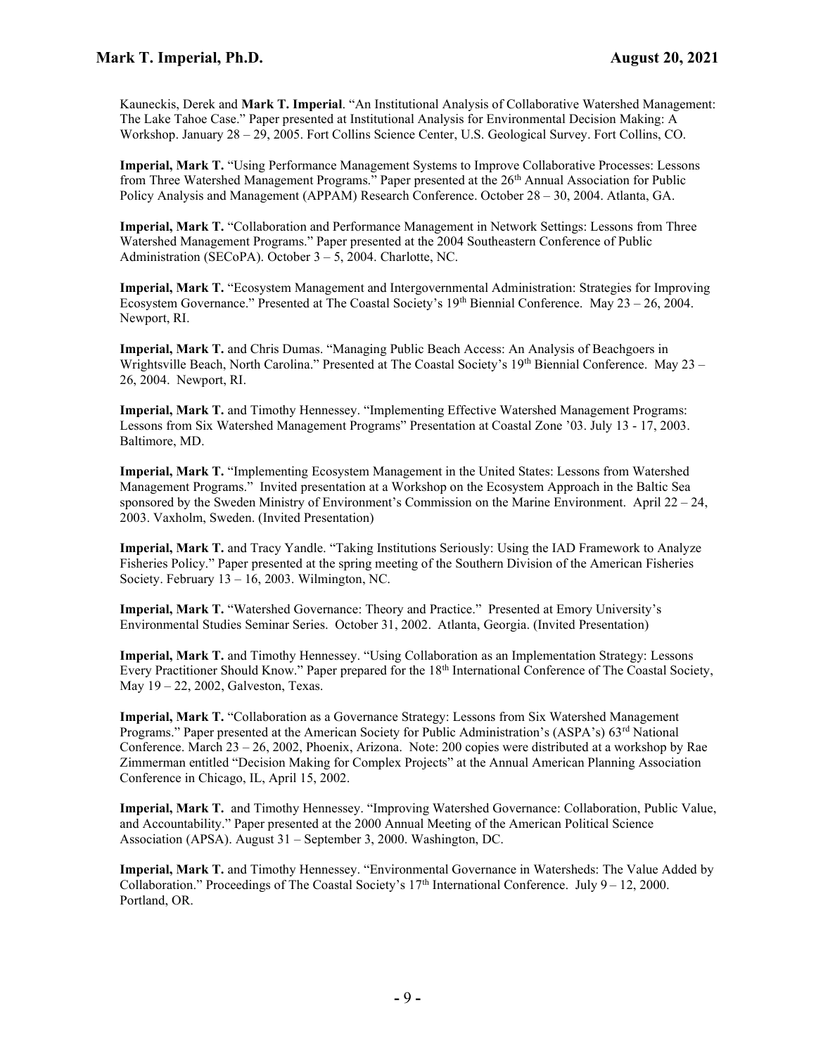Kauneckis, Derek and **Mark T. Imperial**. "An Institutional Analysis of Collaborative Watershed Management: The Lake Tahoe Case." Paper presented at Institutional Analysis for Environmental Decision Making: A Workshop. January 28 – 29, 2005. Fort Collins Science Center, U.S. Geological Survey. Fort Collins, CO.

**Imperial, Mark T.** "Using Performance Management Systems to Improve Collaborative Processes: Lessons from Three Watershed Management Programs." Paper presented at the 26th Annual Association for Public Policy Analysis and Management (APPAM) Research Conference. October 28 – 30, 2004. Atlanta, GA.

**Imperial, Mark T.** "Collaboration and Performance Management in Network Settings: Lessons from Three Watershed Management Programs." Paper presented at the 2004 Southeastern Conference of Public Administration (SECoPA). October 3 – 5, 2004. Charlotte, NC.

**Imperial, Mark T.** "Ecosystem Management and Intergovernmental Administration: Strategies for Improving Ecosystem Governance." Presented at The Coastal Society's 19th Biennial Conference. May 23 – 26, 2004. Newport, RI.

**Imperial, Mark T.** and Chris Dumas. "Managing Public Beach Access: An Analysis of Beachgoers in Wrightsville Beach, North Carolina." Presented at The Coastal Society's 19th Biennial Conference. May 23 – 26, 2004. Newport, RI.

**Imperial, Mark T.** and Timothy Hennessey. "Implementing Effective Watershed Management Programs: Lessons from Six Watershed Management Programs" Presentation at Coastal Zone '03. July 13 - 17, 2003. Baltimore, MD.

**Imperial, Mark T.** "Implementing Ecosystem Management in the United States: Lessons from Watershed Management Programs." Invited presentation at a Workshop on the Ecosystem Approach in the Baltic Sea sponsored by the Sweden Ministry of Environment's Commission on the Marine Environment. April 22 – 24, 2003. Vaxholm, Sweden. (Invited Presentation)

**Imperial, Mark T.** and Tracy Yandle. "Taking Institutions Seriously: Using the IAD Framework to Analyze Fisheries Policy." Paper presented at the spring meeting of the Southern Division of the American Fisheries Society. February 13 – 16, 2003. Wilmington, NC.

**Imperial, Mark T.** "Watershed Governance: Theory and Practice." Presented at Emory University's Environmental Studies Seminar Series. October 31, 2002. Atlanta, Georgia. (Invited Presentation)

**Imperial, Mark T.** and Timothy Hennessey. "Using Collaboration as an Implementation Strategy: Lessons Every Practitioner Should Know." Paper prepared for the 18th International Conference of The Coastal Society, May 19 – 22, 2002, Galveston, Texas.

**Imperial, Mark T.** "Collaboration as a Governance Strategy: Lessons from Six Watershed Management Programs." Paper presented at the American Society for Public Administration's (ASPA's) 63rd National Conference. March 23 – 26, 2002, Phoenix, Arizona. Note: 200 copies were distributed at a workshop by Rae Zimmerman entitled "Decision Making for Complex Projects" at the Annual American Planning Association Conference in Chicago, IL, April 15, 2002.

**Imperial, Mark T.** and Timothy Hennessey. "Improving Watershed Governance: Collaboration, Public Value, and Accountability." Paper presented at the 2000 Annual Meeting of the American Political Science Association (APSA). August 31 – September 3, 2000. Washington, DC.

**Imperial, Mark T.** and Timothy Hennessey. "Environmental Governance in Watersheds: The Value Added by Collaboration." Proceedings of The Coastal Society's 17th International Conference. July 9 – 12, 2000. Portland, OR.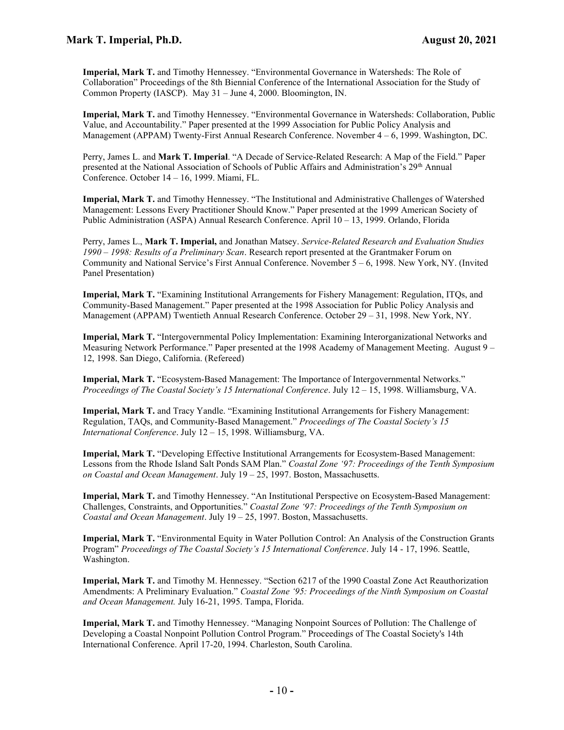**Imperial, Mark T.** and Timothy Hennessey. "Environmental Governance in Watersheds: The Role of Collaboration" Proceedings of the 8th Biennial Conference of the International Association for the Study of Common Property (IASCP). May 31 – June 4, 2000. Bloomington, IN.

**Imperial, Mark T.** and Timothy Hennessey. "Environmental Governance in Watersheds: Collaboration, Public Value, and Accountability." Paper presented at the 1999 Association for Public Policy Analysis and Management (APPAM) Twenty-First Annual Research Conference. November 4 – 6, 1999. Washington, DC.

Perry, James L. and **Mark T. Imperial**. "A Decade of Service-Related Research: A Map of the Field." Paper presented at the National Association of Schools of Public Affairs and Administration's 29th Annual Conference. October 14 – 16, 1999. Miami, FL.

**Imperial, Mark T.** and Timothy Hennessey. "The Institutional and Administrative Challenges of Watershed Management: Lessons Every Practitioner Should Know." Paper presented at the 1999 American Society of Public Administration (ASPA) Annual Research Conference. April 10 – 13, 1999. Orlando, Florida

Perry, James L., **Mark T. Imperial,** and Jonathan Matsey. *Service-Related Research and Evaluation Studies 1990 – 1998: Results of a Preliminary Scan*. Research report presented at the Grantmaker Forum on Community and National Service's First Annual Conference. November 5 – 6, 1998. New York, NY. (Invited Panel Presentation)

**Imperial, Mark T.** "Examining Institutional Arrangements for Fishery Management: Regulation, ITQs, and Community-Based Management." Paper presented at the 1998 Association for Public Policy Analysis and Management (APPAM) Twentieth Annual Research Conference. October 29 – 31, 1998. New York, NY.

**Imperial, Mark T.** "Intergovernmental Policy Implementation: Examining Interorganizational Networks and Measuring Network Performance." Paper presented at the 1998 Academy of Management Meeting. August 9 – 12, 1998. San Diego, California. (Refereed)

**Imperial, Mark T.** "Ecosystem-Based Management: The Importance of Intergovernmental Networks." *Proceedings of The Coastal Society's 15 International Conference*. July 12 – 15, 1998. Williamsburg, VA.

**Imperial, Mark T.** and Tracy Yandle. "Examining Institutional Arrangements for Fishery Management: Regulation, TAQs, and Community-Based Management." *Proceedings of The Coastal Society's 15 International Conference*. July 12 – 15, 1998. Williamsburg, VA.

**Imperial, Mark T.** "Developing Effective Institutional Arrangements for Ecosystem-Based Management: Lessons from the Rhode Island Salt Ponds SAM Plan." *Coastal Zone '97: Proceedings of the Tenth Symposium on Coastal and Ocean Management*. July 19 – 25, 1997. Boston, Massachusetts.

**Imperial, Mark T.** and Timothy Hennessey. "An Institutional Perspective on Ecosystem-Based Management: Challenges, Constraints, and Opportunities." *Coastal Zone '97: Proceedings of the Tenth Symposium on Coastal and Ocean Management*. July 19 – 25, 1997. Boston, Massachusetts.

**Imperial, Mark T.** "Environmental Equity in Water Pollution Control: An Analysis of the Construction Grants Program" *Proceedings of The Coastal Society's 15 International Conference*. July 14 - 17, 1996. Seattle, Washington.

**Imperial, Mark T.** and Timothy M. Hennessey. "Section 6217 of the 1990 Coastal Zone Act Reauthorization Amendments: A Preliminary Evaluation." *Coastal Zone '95: Proceedings of the Ninth Symposium on Coastal and Ocean Management.* July 16-21, 1995. Tampa, Florida.

**Imperial, Mark T.** and Timothy Hennessey. "Managing Nonpoint Sources of Pollution: The Challenge of Developing a Coastal Nonpoint Pollution Control Program." Proceedings of The Coastal Society's 14th International Conference. April 17-20, 1994. Charleston, South Carolina.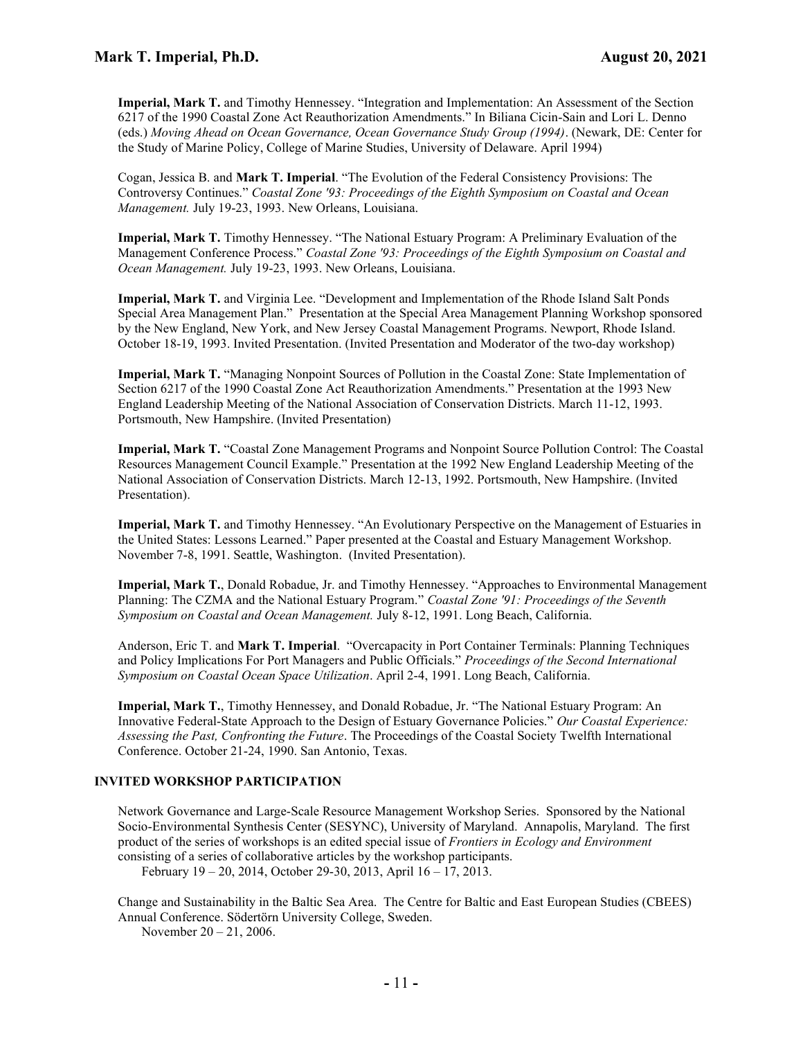**Imperial, Mark T.** and Timothy Hennessey. "Integration and Implementation: An Assessment of the Section 6217 of the 1990 Coastal Zone Act Reauthorization Amendments." In Biliana Cicin-Sain and Lori L. Denno (eds.) *Moving Ahead on Ocean Governance, Ocean Governance Study Group (1994)*. (Newark, DE: Center for the Study of Marine Policy, College of Marine Studies, University of Delaware. April 1994)

Cogan, Jessica B. and **Mark T. Imperial**. "The Evolution of the Federal Consistency Provisions: The Controversy Continues." *Coastal Zone '93: Proceedings of the Eighth Symposium on Coastal and Ocean Management.* July 19-23, 1993. New Orleans, Louisiana.

**Imperial, Mark T.** Timothy Hennessey. "The National Estuary Program: A Preliminary Evaluation of the Management Conference Process." *Coastal Zone '93: Proceedings of the Eighth Symposium on Coastal and Ocean Management.* July 19-23, 1993. New Orleans, Louisiana.

**Imperial, Mark T.** and Virginia Lee. "Development and Implementation of the Rhode Island Salt Ponds Special Area Management Plan." Presentation at the Special Area Management Planning Workshop sponsored by the New England, New York, and New Jersey Coastal Management Programs. Newport, Rhode Island. October 18-19, 1993. Invited Presentation. (Invited Presentation and Moderator of the two-day workshop)

**Imperial, Mark T.** "Managing Nonpoint Sources of Pollution in the Coastal Zone: State Implementation of Section 6217 of the 1990 Coastal Zone Act Reauthorization Amendments." Presentation at the 1993 New England Leadership Meeting of the National Association of Conservation Districts. March 11-12, 1993. Portsmouth, New Hampshire. (Invited Presentation)

**Imperial, Mark T.** "Coastal Zone Management Programs and Nonpoint Source Pollution Control: The Coastal Resources Management Council Example." Presentation at the 1992 New England Leadership Meeting of the National Association of Conservation Districts. March 12-13, 1992. Portsmouth, New Hampshire. (Invited Presentation).

**Imperial, Mark T.** and Timothy Hennessey. "An Evolutionary Perspective on the Management of Estuaries in the United States: Lessons Learned." Paper presented at the Coastal and Estuary Management Workshop. November 7-8, 1991. Seattle, Washington. (Invited Presentation).

**Imperial, Mark T.**, Donald Robadue, Jr. and Timothy Hennessey. "Approaches to Environmental Management Planning: The CZMA and the National Estuary Program." *Coastal Zone '91: Proceedings of the Seventh Symposium on Coastal and Ocean Management.* July 8-12, 1991. Long Beach, California.

Anderson, Eric T. and **Mark T. Imperial**. "Overcapacity in Port Container Terminals: Planning Techniques and Policy Implications For Port Managers and Public Officials." *Proceedings of the Second International Symposium on Coastal Ocean Space Utilization*. April 2-4, 1991. Long Beach, California.

**Imperial, Mark T.**, Timothy Hennessey, and Donald Robadue, Jr. "The National Estuary Program: An Innovative Federal-State Approach to the Design of Estuary Governance Policies." *Our Coastal Experience: Assessing the Past, Confronting the Future*. The Proceedings of the Coastal Society Twelfth International Conference. October 21-24, 1990. San Antonio, Texas.

### INVITED WORKSHOP PARTICIPATION

Network Governance and Large-Scale Resource Management Workshop Series. Sponsored by the National Socio-Environmental Synthesis Center (SESYNC), University of Maryland. Annapolis, Maryland. The first product of the series of workshops is an edited special issue of *Frontiers in Ecology and Environment* consisting of a series of collaborative articles by the workshop participants.
February 19 – 20, 2014, October 29-30, 2013, April 16 – 17, 2013.

Change and Sustainability in the Baltic Sea Area. The Centre for Baltic and East European Studies (CBEES) Annual Conference. Södertörn University College, Sweden.
November 20 – 21, 2006.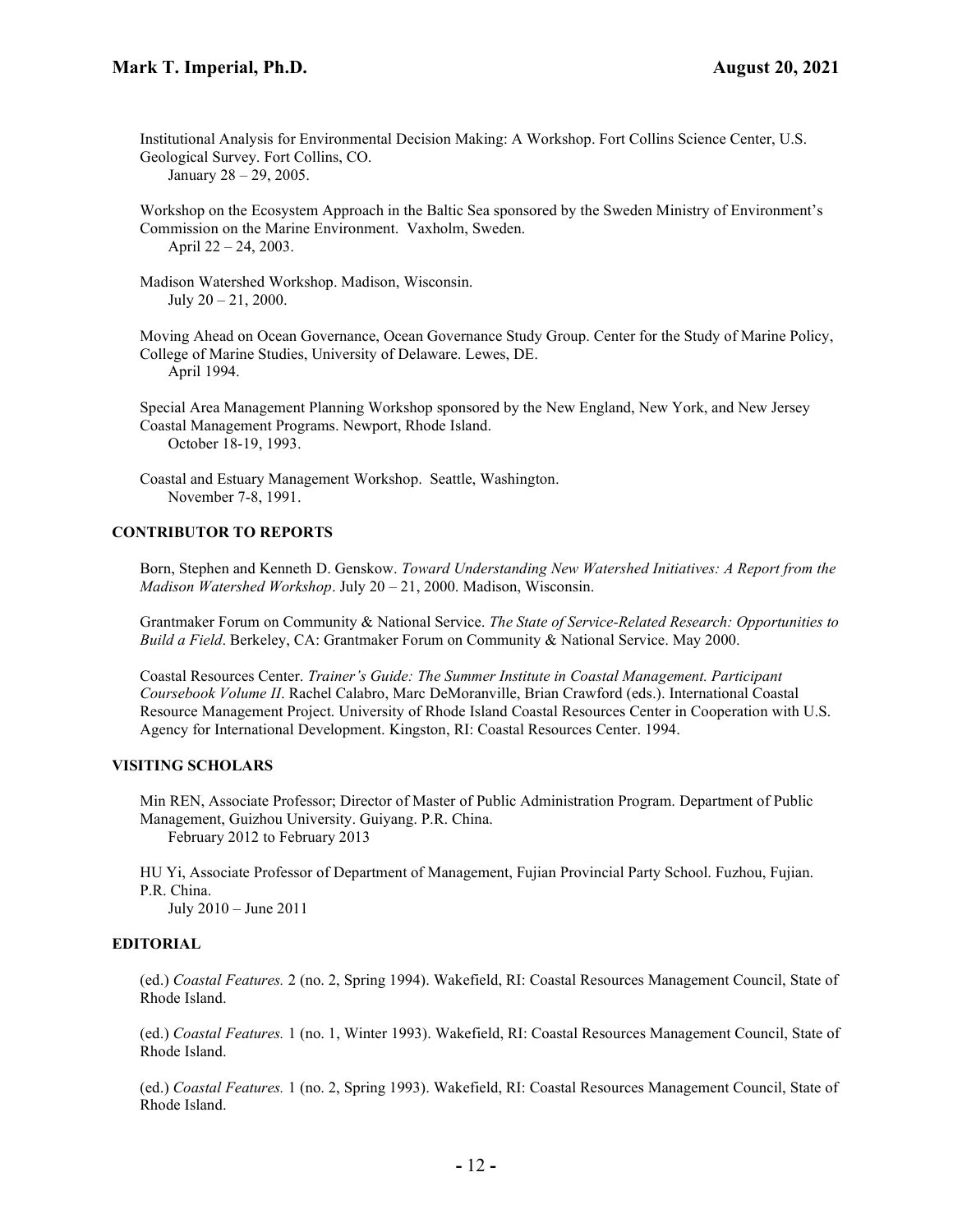Institutional Analysis for Environmental Decision Making: A Workshop. Fort Collins Science Center, U.S. Geological Survey. Fort Collins, CO.
January 28 – 29, 2005.

Workshop on the Ecosystem Approach in the Baltic Sea sponsored by the Sweden Ministry of Environment's Commission on the Marine Environment. Vaxholm, Sweden.
April 22 – 24, 2003.

Madison Watershed Workshop. Madison, Wisconsin.
July 20 – 21, 2000.

Moving Ahead on Ocean Governance, Ocean Governance Study Group. Center for the Study of Marine Policy, College of Marine Studies, University of Delaware. Lewes, DE.
April 1994.

Special Area Management Planning Workshop sponsored by the New England, New York, and New Jersey Coastal Management Programs. Newport, Rhode Island.
October 18-19, 1993.

Coastal and Estuary Management Workshop. Seattle, Washington.
November 7-8, 1991.

### CONTRIBUTOR TO REPORTS

Born, Stephen and Kenneth D. Genskow. *Toward Understanding New Watershed Initiatives: A Report from the Madison Watershed Workshop*. July 20 – 21, 2000. Madison, Wisconsin.

Grantmaker Forum on Community & National Service. *The State of Service-Related Research: Opportunities to Build a Field*. Berkeley, CA: Grantmaker Forum on Community & National Service. May 2000.

Coastal Resources Center. *Trainer's Guide: The Summer Institute in Coastal Management. Participant Coursebook Volume II*. Rachel Calabro, Marc DeMoranville, Brian Crawford (eds.). International Coastal Resource Management Project. University of Rhode Island Coastal Resources Center in Cooperation with U.S. Agency for International Development. Kingston, RI: Coastal Resources Center. 1994.

### VISITING SCHOLARS

Min REN, Associate Professor; Director of Master of Public Administration Program. Department of Public Management, Guizhou University. Guiyang. P.R. China.
February 2012 to February 2013

HU Yi, Associate Professor of Department of Management, Fujian Provincial Party School. Fuzhou, Fujian. P.R. China.
July 2010 – June 2011

### EDITORIAL

(ed.) *Coastal Features.* 2 (no. 2, Spring 1994). Wakefield, RI: Coastal Resources Management Council, State of Rhode Island.

(ed.) *Coastal Features.* 1 (no. 1, Winter 1993). Wakefield, RI: Coastal Resources Management Council, State of Rhode Island.

(ed.) *Coastal Features.* 1 (no. 2, Spring 1993). Wakefield, RI: Coastal Resources Management Council, State of Rhode Island.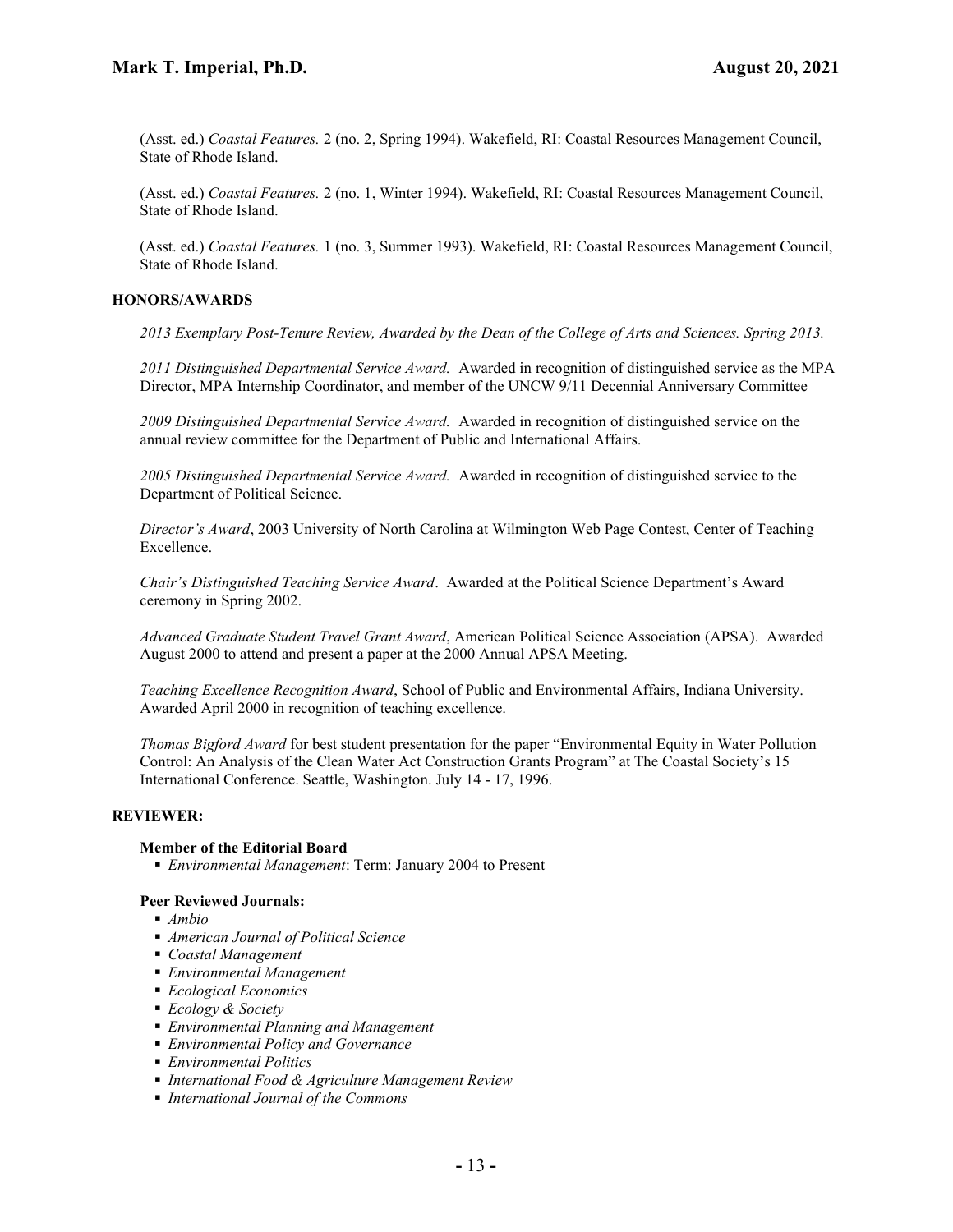(Asst. ed.) *Coastal Features.* 2 (no. 2, Spring 1994). Wakefield, RI: Coastal Resources Management Council, State of Rhode Island.

(Asst. ed.) *Coastal Features.* 2 (no. 1, Winter 1994). Wakefield, RI: Coastal Resources Management Council, State of Rhode Island.

(Asst. ed.) *Coastal Features.* 1 (no. 3, Summer 1993). Wakefield, RI: Coastal Resources Management Council, State of Rhode Island.

**HONORS/AWARDS**

*2013 Exemplary Post-Tenure Review, Awarded by the Dean of the College of Arts and Sciences. Spring 2013.*

*2011 Distinguished Departmental Service Award.* Awarded in recognition of distinguished service as the MPA Director, MPA Internship Coordinator, and member of the UNCW 9/11 Decennial Anniversary Committee

*2009 Distinguished Departmental Service Award.* Awarded in recognition of distinguished service on the annual review committee for the Department of Public and International Affairs.

*2005 Distinguished Departmental Service Award.* Awarded in recognition of distinguished service to the Department of Political Science.

*Director's Award*, 2003 University of North Carolina at Wilmington Web Page Contest, Center of Teaching Excellence.

*Chair's Distinguished Teaching Service Award*. Awarded at the Political Science Department's Award ceremony in Spring 2002.

*Advanced Graduate Student Travel Grant Award*, American Political Science Association (APSA). Awarded August 2000 to attend and present a paper at the 2000 Annual APSA Meeting.

*Teaching Excellence Recognition Award*, School of Public and Environmental Affairs, Indiana University. Awarded April 2000 in recognition of teaching excellence.

*Thomas Bigford Award* for best student presentation for the paper "Environmental Equity in Water Pollution Control: An Analysis of the Clean Water Act Construction Grants Program" at The Coastal Society's 15 International Conference. Seattle, Washington. July 14 - 17, 1996.

**REVIEWER:**

**Member of the Editorial Board**

- *Environmental Management*: Term: January 2004 to Present

**Peer Reviewed Journals:**

- *Ambio*
- *American Journal of Political Science*
- *Coastal Management*
- *Environmental Management*
- *Ecological Economics*
- *Ecology & Society*
- *Environmental Planning and Management*
- *Environmental Policy and Governance*
- *Environmental Politics*
- *International Food & Agriculture Management Review*
- *International Journal of the Commons*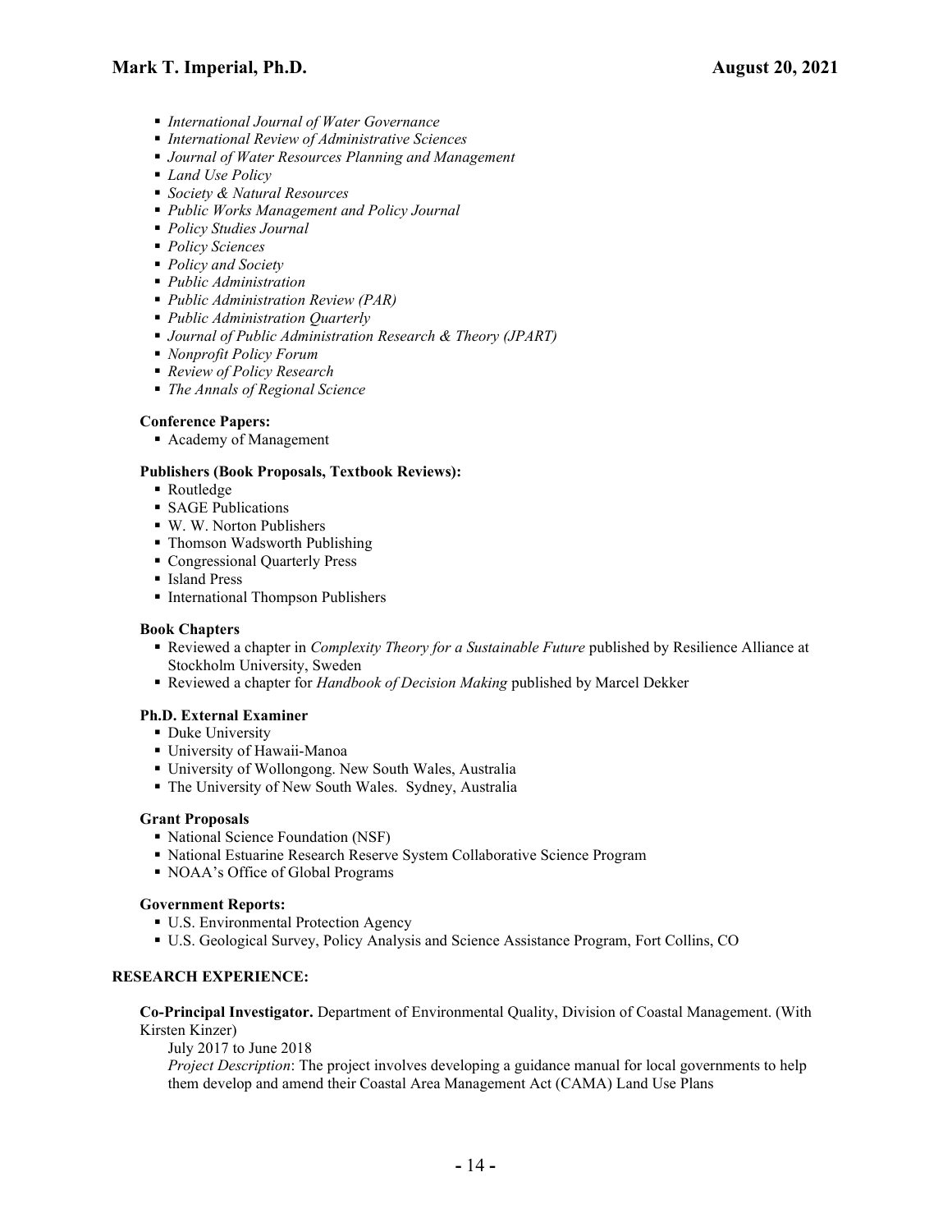- *International Journal of Water Governance*
- *International Review of Administrative Sciences*
- *Journal of Water Resources Planning and Management*
- *Land Use Policy*
- *Society & Natural Resources*
- *Public Works Management and Policy Journal*
- *Policy Studies Journal*
- *Policy Sciences*
- *Policy and Society*
- *Public Administration*
- *Public Administration Review (PAR)*
- *Public Administration Quarterly*
- *Journal of Public Administration Research & Theory (JPART)*
- *Nonprofit Policy Forum*
- *Review of Policy Research*
- *The Annals of Regional Science*

**Conference Papers:**

- Academy of Management

**Publishers (Book Proposals, Textbook Reviews):**

- Routledge
- SAGE Publications
- W. W. Norton Publishers
- Thomson Wadsworth Publishing
- Congressional Quarterly Press
- Island Press
- International Thompson Publishers

**Book Chapters**

- Reviewed a chapter in *Complexity Theory for a Sustainable Future* published by Resilience Alliance at Stockholm University, Sweden
- Reviewed a chapter for *Handbook of Decision Making* published by Marcel Dekker

**Ph.D. External Examiner**

- Duke University
- University of Hawaii-Manoa
- University of Wollongong. New South Wales, Australia
- The University of New South Wales. Sydney, Australia

**Grant Proposals**

- National Science Foundation (NSF)
- National Estuarine Research Reserve System Collaborative Science Program
- NOAA's Office of Global Programs

**Government Reports:**

- U.S. Environmental Protection Agency
- U.S. Geological Survey, Policy Analysis and Science Assistance Program, Fort Collins, CO

## RESEARCH EXPERIENCE:

**Co-Principal Investigator.** Department of Environmental Quality, Division of Coastal Management. (With Kirsten Kinzer)

July 2017 to June 2018

*Project Description*: The project involves developing a guidance manual for local governments to help them develop and amend their Coastal Area Management Act (CAMA) Land Use Plans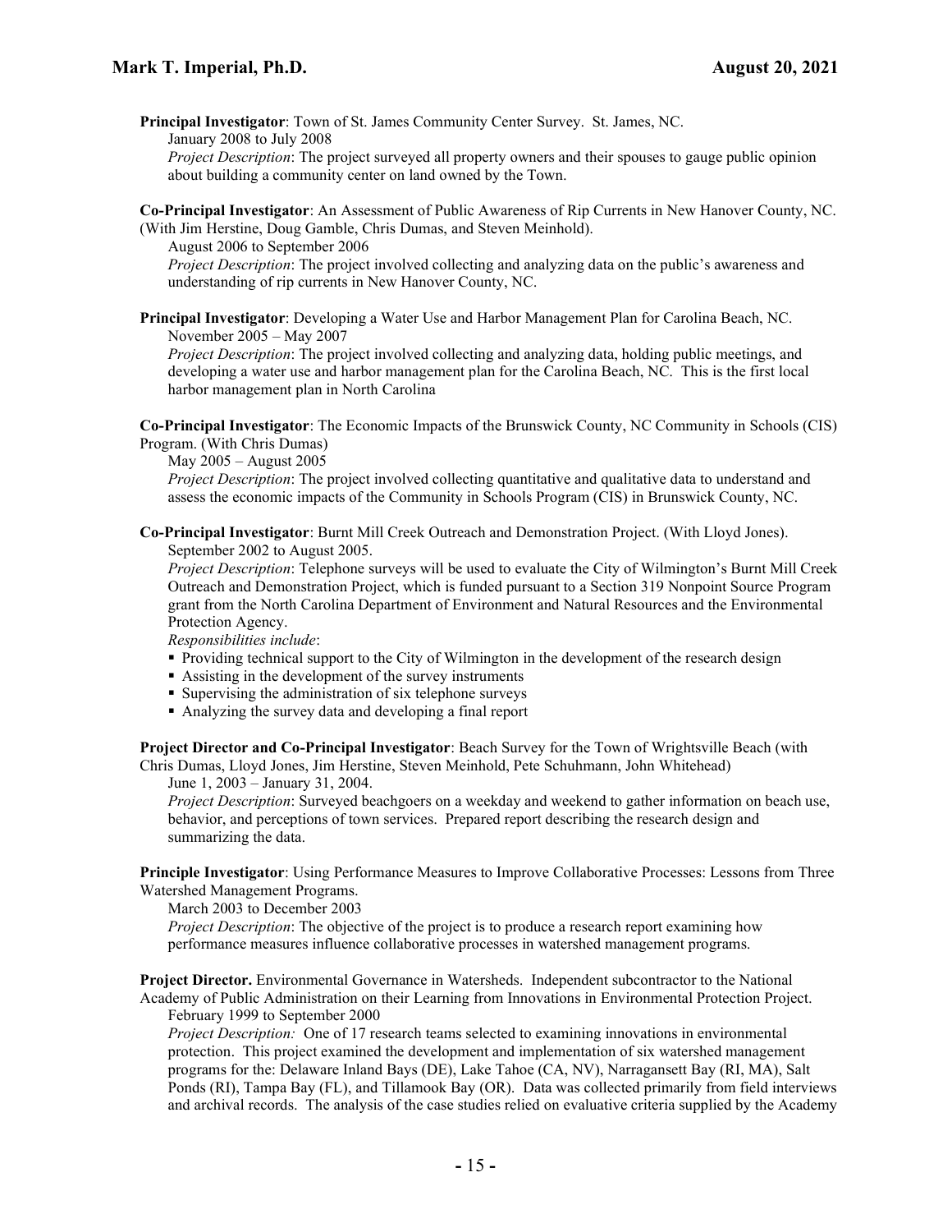**Principal Investigator**: Town of St. James Community Center Survey. St. James, NC.

January 2008 to July 2008

*Project Description*: The project surveyed all property owners and their spouses to gauge public opinion about building a community center on land owned by the Town.

**Co-Principal Investigator**: An Assessment of Public Awareness of Rip Currents in New Hanover County, NC. (With Jim Herstine, Doug Gamble, Chris Dumas, and Steven Meinhold).

August 2006 to September 2006

*Project Description*: The project involved collecting and analyzing data on the public's awareness and understanding of rip currents in New Hanover County, NC.

**Principal Investigator**: Developing a Water Use and Harbor Management Plan for Carolina Beach, NC.

November 2005 – May 2007

*Project Description*: The project involved collecting and analyzing data, holding public meetings, and developing a water use and harbor management plan for the Carolina Beach, NC. This is the first local harbor management plan in North Carolina

**Co-Principal Investigator**: The Economic Impacts of the Brunswick County, NC Community in Schools (CIS) Program. (With Chris Dumas)

May 2005 – August 2005

*Project Description*: The project involved collecting quantitative and qualitative data to understand and assess the economic impacts of the Community in Schools Program (CIS) in Brunswick County, NC.

**Co-Principal Investigator**: Burnt Mill Creek Outreach and Demonstration Project. (With Lloyd Jones).

September 2002 to August 2005.

*Project Description*: Telephone surveys will be used to evaluate the City of Wilmington's Burnt Mill Creek Outreach and Demonstration Project, which is funded pursuant to a Section 319 Nonpoint Source Program grant from the North Carolina Department of Environment and Natural Resources and the Environmental Protection Agency.

*Responsibilities include*:

- Providing technical support to the City of Wilmington in the development of the research design
- Assisting in the development of the survey instruments
- Supervising the administration of six telephone surveys
- Analyzing the survey data and developing a final report

**Project Director and Co-Principal Investigator**: Beach Survey for the Town of Wrightsville Beach (with Chris Dumas, Lloyd Jones, Jim Herstine, Steven Meinhold, Pete Schuhmann, John Whitehead)

June 1, 2003 – January 31, 2004.

*Project Description*: Surveyed beachgoers on a weekday and weekend to gather information on beach use, behavior, and perceptions of town services. Prepared report describing the research design and summarizing the data.

**Principle Investigator**: Using Performance Measures to Improve Collaborative Processes: Lessons from Three Watershed Management Programs.

March 2003 to December 2003

*Project Description*: The objective of the project is to produce a research report examining how performance measures influence collaborative processes in watershed management programs.

**Project Director.** Environmental Governance in Watersheds. Independent subcontractor to the National Academy of Public Administration on their Learning from Innovations in Environmental Protection Project.

February 1999 to September 2000

*Project Description:* One of 17 research teams selected to examining innovations in environmental protection. This project examined the development and implementation of six watershed management programs for the: Delaware Inland Bays (DE), Lake Tahoe (CA, NV), Narragansett Bay (RI, MA), Salt Ponds (RI), Tampa Bay (FL), and Tillamook Bay (OR). Data was collected primarily from field interviews and archival records. The analysis of the case studies relied on evaluative criteria supplied by the Academy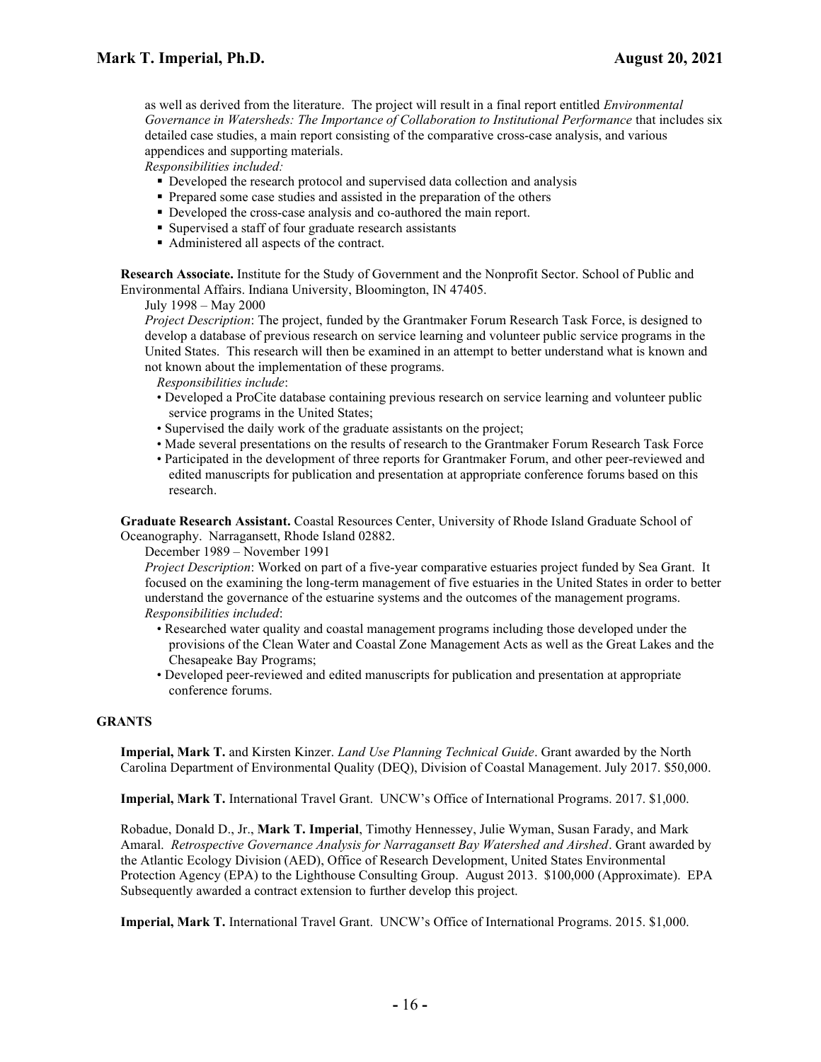as well as derived from the literature. The project will result in a final report entitled *Environmental Governance in Watersheds: The Importance of Collaboration to Institutional Performance* that includes six detailed case studies, a main report consisting of the comparative cross-case analysis, and various appendices and supporting materials.

*Responsibilities included:*

- Developed the research protocol and supervised data collection and analysis
- Prepared some case studies and assisted in the preparation of the others
- Developed the cross-case analysis and co-authored the main report.
- Supervised a staff of four graduate research assistants
- Administered all aspects of the contract.

**Research Associate.** Institute for the Study of Government and the Nonprofit Sector. School of Public and Environmental Affairs. Indiana University, Bloomington, IN 47405.

July 1998 – May 2000

*Project Description*: The project, funded by the Grantmaker Forum Research Task Force, is designed to develop a database of previous research on service learning and volunteer public service programs in the United States. This research will then be examined in an attempt to better understand what is known and not known about the implementation of these programs.

*Responsibilities include*:

- Developed a ProCite database containing previous research on service learning and volunteer public service programs in the United States;
- Supervised the daily work of the graduate assistants on the project;
- Made several presentations on the results of research to the Grantmaker Forum Research Task Force
- Participated in the development of three reports for Grantmaker Forum, and other peer-reviewed and edited manuscripts for publication and presentation at appropriate conference forums based on this research.

**Graduate Research Assistant.** Coastal Resources Center, University of Rhode Island Graduate School of Oceanography. Narragansett, Rhode Island 02882.

December 1989 – November 1991

*Project Description*: Worked on part of a five-year comparative estuaries project funded by Sea Grant. It focused on the examining the long-term management of five estuaries in the United States in order to better understand the governance of the estuarine systems and the outcomes of the management programs.

*Responsibilities included*:

- Researched water quality and coastal management programs including those developed under the provisions of the Clean Water and Coastal Zone Management Acts as well as the Great Lakes and the Chesapeake Bay Programs;
- Developed peer-reviewed and edited manuscripts for publication and presentation at appropriate conference forums.

## GRANTS

**Imperial, Mark T.** and Kirsten Kinzer. *Land Use Planning Technical Guide*. Grant awarded by the North Carolina Department of Environmental Quality (DEQ), Division of Coastal Management. July 2017. $50,000.

**Imperial, Mark T.** International Travel Grant. UNCW's Office of International Programs. 2017. $1,000.

Robadue, Donald D., Jr., **Mark T. Imperial**, Timothy Hennessey, Julie Wyman, Susan Farady, and Mark Amaral. *Retrospective Governance Analysis for Narragansett Bay Watershed and Airshed*. Grant awarded by the Atlantic Ecology Division (AED), Office of Research Development, United States Environmental Protection Agency (EPA) to the Lighthouse Consulting Group. August 2013. $100,000 (Approximate). EPA Subsequently awarded a contract extension to further develop this project.

**Imperial, Mark T.** International Travel Grant. UNCW's Office of International Programs. 2015. $1,000.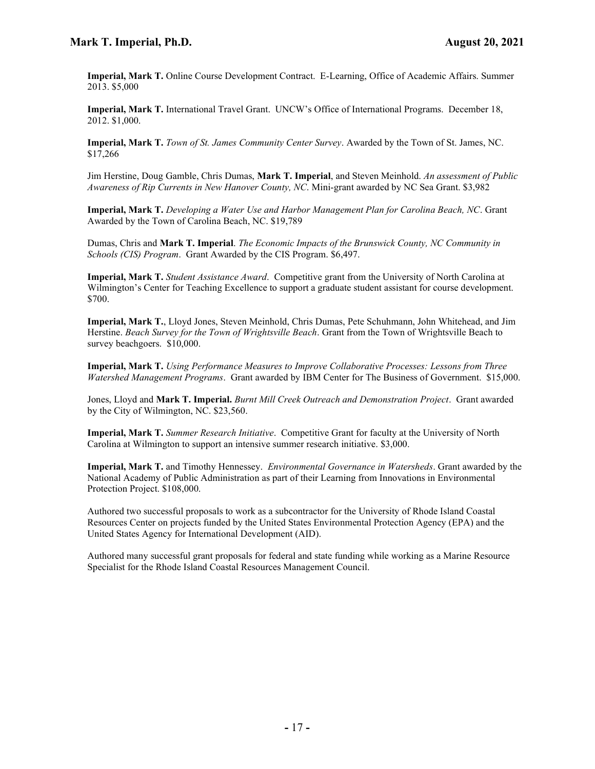**Imperial, Mark T.** Online Course Development Contract. E-Learning, Office of Academic Affairs. Summer 2013. $5,000

**Imperial, Mark T.** International Travel Grant. UNCW's Office of International Programs. December 18, 2012. $1,000.

**Imperial, Mark T.** *Town of St. James Community Center Survey*. Awarded by the Town of St. James, NC. $17,266

Jim Herstine, Doug Gamble, Chris Dumas, **Mark T. Imperial**, and Steven Meinhold. *An assessment of Public Awareness of Rip Currents in New Hanover County, NC*. Mini-grant awarded by NC Sea Grant. $3,982

**Imperial, Mark T.** *Developing a Water Use and Harbor Management Plan for Carolina Beach, NC*. Grant Awarded by the Town of Carolina Beach, NC. $19,789

Dumas, Chris and **Mark T. Imperial**. *The Economic Impacts of the Brunswick County, NC Community in Schools (CIS) Program*. Grant Awarded by the CIS Program. $6,497.

**Imperial, Mark T.** *Student Assistance Award*. Competitive grant from the University of North Carolina at Wilmington's Center for Teaching Excellence to support a graduate student assistant for course development. $700.

**Imperial, Mark T.**, Lloyd Jones, Steven Meinhold, Chris Dumas, Pete Schuhmann, John Whitehead, and Jim Herstine. *Beach Survey for the Town of Wrightsville Beach*. Grant from the Town of Wrightsville Beach to survey beachgoers. $10,000.

**Imperial, Mark T.** *Using Performance Measures to Improve Collaborative Processes: Lessons from Three Watershed Management Programs*. Grant awarded by IBM Center for The Business of Government. $15,000.

Jones, Lloyd and **Mark T. Imperial.** *Burnt Mill Creek Outreach and Demonstration Project*. Grant awarded by the City of Wilmington, NC. $23,560.

**Imperial, Mark T.** *Summer Research Initiative*. Competitive Grant for faculty at the University of North Carolina at Wilmington to support an intensive summer research initiative. $3,000.

**Imperial, Mark T.** and Timothy Hennessey. *Environmental Governance in Watersheds*. Grant awarded by the National Academy of Public Administration as part of their Learning from Innovations in Environmental Protection Project. $108,000.

Authored two successful proposals to work as a subcontractor for the University of Rhode Island Coastal Resources Center on projects funded by the United States Environmental Protection Agency (EPA) and the United States Agency for International Development (AID).

Authored many successful grant proposals for federal and state funding while working as a Marine Resource Specialist for the Rhode Island Coastal Resources Management Council.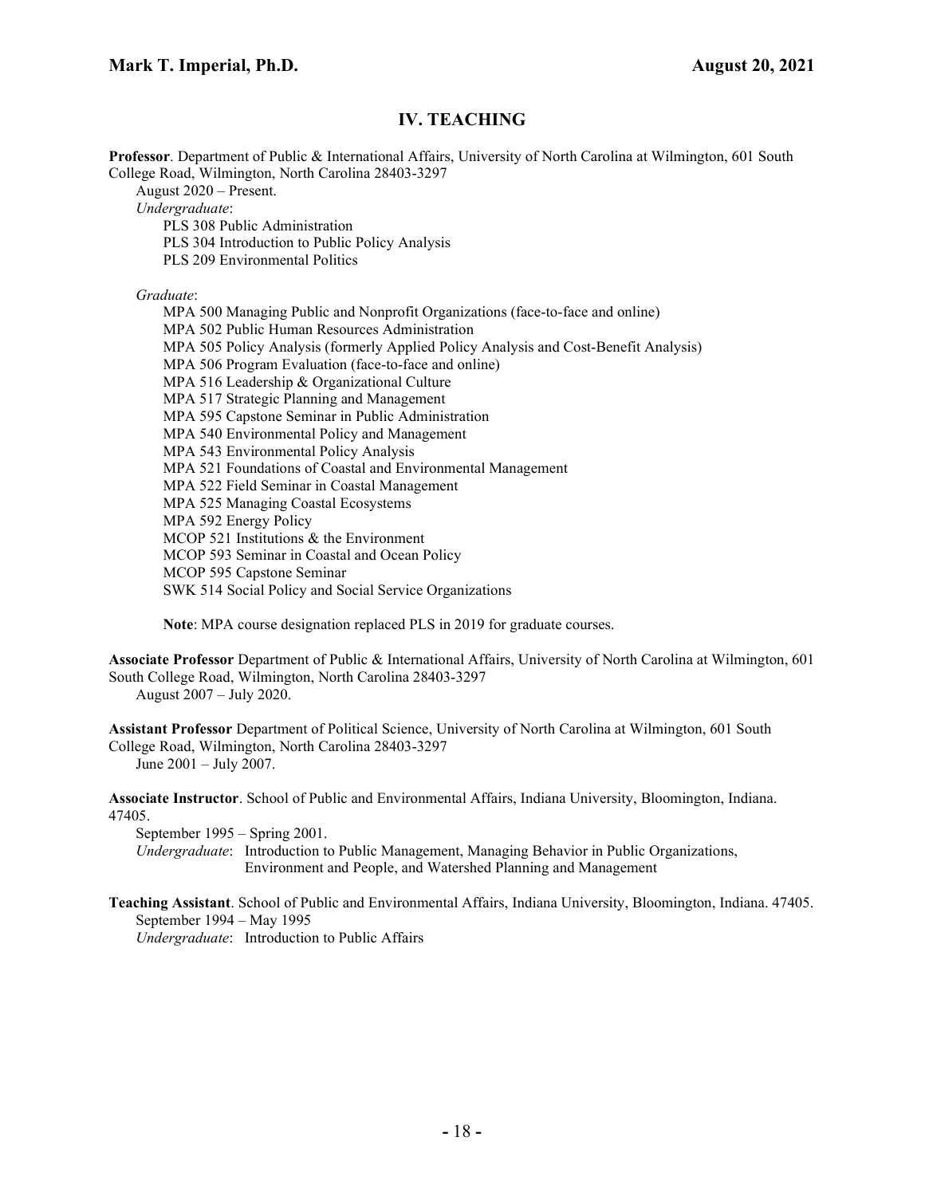## IV. TEACHING

**Professor**. Department of Public & International Affairs, University of North Carolina at Wilmington, 601 South College Road, Wilmington, North Carolina 28403-3297

August 2020 – Present.

*Undergraduate*:

- PLS 308 Public Administration
- PLS 304 Introduction to Public Policy Analysis
- PLS 209 Environmental Politics

*Graduate*:

- MPA 500 Managing Public and Nonprofit Organizations (face-to-face and online)
- MPA 502 Public Human Resources Administration
- MPA 505 Policy Analysis (formerly Applied Policy Analysis and Cost-Benefit Analysis)
- MPA 506 Program Evaluation (face-to-face and online)
- MPA 516 Leadership & Organizational Culture
- MPA 517 Strategic Planning and Management
- MPA 595 Capstone Seminar in Public Administration
- MPA 540 Environmental Policy and Management
- MPA 543 Environmental Policy Analysis
- MPA 521 Foundations of Coastal and Environmental Management
- MPA 522 Field Seminar in Coastal Management
- MPA 525 Managing Coastal Ecosystems
- MPA 592 Energy Policy
- MCOP 521 Institutions & the Environment
- MCOP 593 Seminar in Coastal and Ocean Policy
- MCOP 595 Capstone Seminar
- SWK 514 Social Policy and Social Service Organizations

**Note**: MPA course designation replaced PLS in 2019 for graduate courses.

**Associate Professor** Department of Public & International Affairs, University of North Carolina at Wilmington, 601 South College Road, Wilmington, North Carolina 28403-3297

August 2007 – July 2020.

**Assistant Professor** Department of Political Science, University of North Carolina at Wilmington, 601 South College Road, Wilmington, North Carolina 28403-3297

June 2001 – July 2007.

**Associate Instructor**. School of Public and Environmental Affairs, Indiana University, Bloomington, Indiana. 47405.

September 1995 – Spring 2001.

*Undergraduate*: Introduction to Public Management, Managing Behavior in Public Organizations, Environment and People, and Watershed Planning and Management

**Teaching Assistant**. School of Public and Environmental Affairs, Indiana University, Bloomington, Indiana. 47405.

September 1994 – May 1995

*Undergraduate*: Introduction to Public Affairs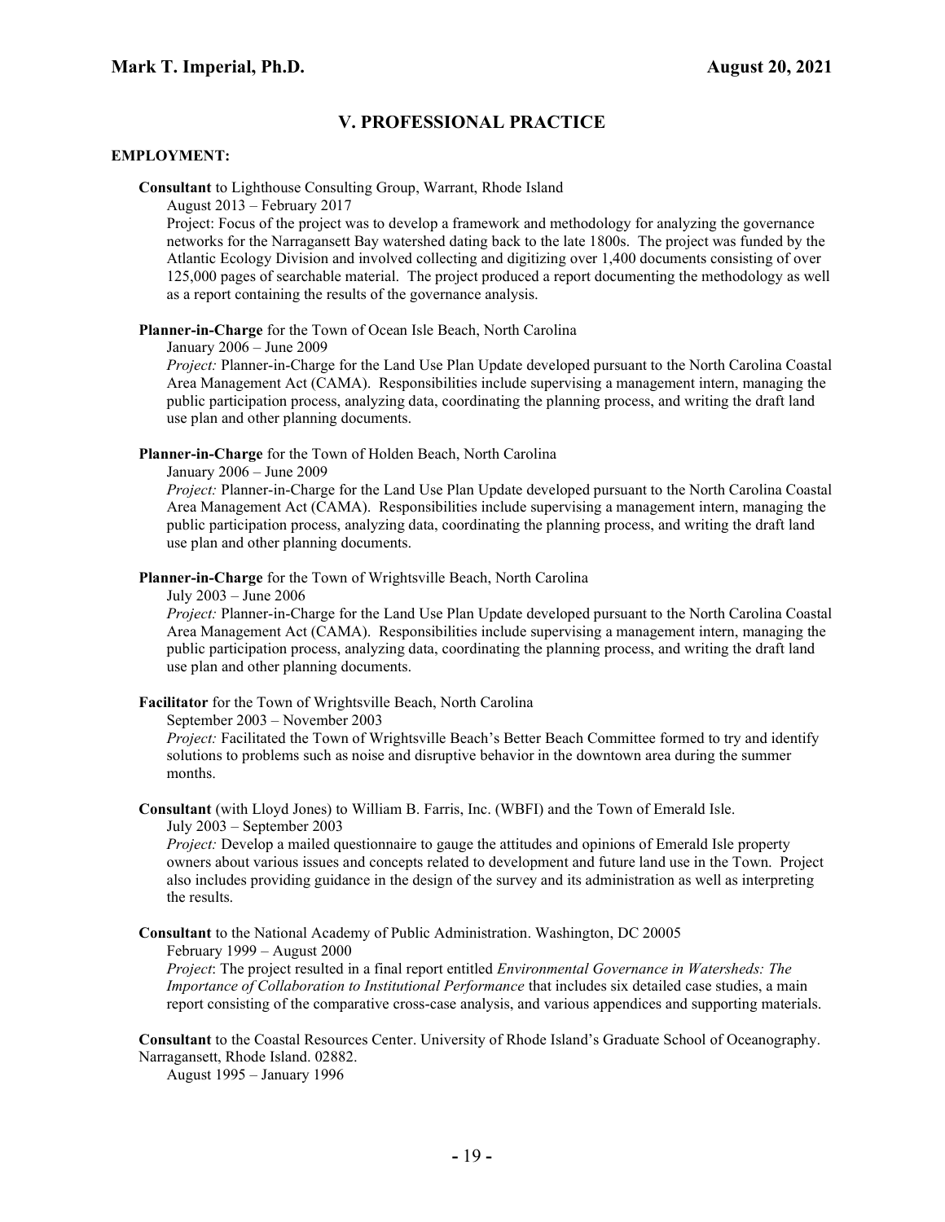## V. PROFESSIONAL PRACTICE

### EMPLOYMENT:

**Consultant** to Lighthouse Consulting Group, Warrant, Rhode Island
August 2013 – February 2017
Project: Focus of the project was to develop a framework and methodology for analyzing the governance networks for the Narragansett Bay watershed dating back to the late 1800s. The project was funded by the Atlantic Ecology Division and involved collecting and digitizing over 1,400 documents consisting of over 125,000 pages of searchable material. The project produced a report documenting the methodology as well as a report containing the results of the governance analysis.

**Planner-in-Charge** for the Town of Ocean Isle Beach, North Carolina
January 2006 – June 2009
*Project:* Planner-in-Charge for the Land Use Plan Update developed pursuant to the North Carolina Coastal Area Management Act (CAMA). Responsibilities include supervising a management intern, managing the public participation process, analyzing data, coordinating the planning process, and writing the draft land use plan and other planning documents.

**Planner-in-Charge** for the Town of Holden Beach, North Carolina
January 2006 – June 2009
*Project:* Planner-in-Charge for the Land Use Plan Update developed pursuant to the North Carolina Coastal Area Management Act (CAMA). Responsibilities include supervising a management intern, managing the public participation process, analyzing data, coordinating the planning process, and writing the draft land use plan and other planning documents.

**Planner-in-Charge** for the Town of Wrightsville Beach, North Carolina
July 2003 – June 2006
*Project:* Planner-in-Charge for the Land Use Plan Update developed pursuant to the North Carolina Coastal Area Management Act (CAMA). Responsibilities include supervising a management intern, managing the public participation process, analyzing data, coordinating the planning process, and writing the draft land use plan and other planning documents.

**Facilitator** for the Town of Wrightsville Beach, North Carolina
September 2003 – November 2003
*Project:* Facilitated the Town of Wrightsville Beach's Better Beach Committee formed to try and identify solutions to problems such as noise and disruptive behavior in the downtown area during the summer months.

**Consultant** (with Lloyd Jones) to William B. Farris, Inc. (WBFI) and the Town of Emerald Isle.
July 2003 – September 2003
*Project:* Develop a mailed questionnaire to gauge the attitudes and opinions of Emerald Isle property owners about various issues and concepts related to development and future land use in the Town. Project also includes providing guidance in the design of the survey and its administration as well as interpreting the results.

**Consultant** to the National Academy of Public Administration. Washington, DC 20005
February 1999 – August 2000
*Project*: The project resulted in a final report entitled *Environmental Governance in Watersheds: The Importance of Collaboration to Institutional Performance* that includes six detailed case studies, a main report consisting of the comparative cross-case analysis, and various appendices and supporting materials.

**Consultant** to the Coastal Resources Center. University of Rhode Island's Graduate School of Oceanography. Narragansett, Rhode Island. 02882.
August 1995 – January 1996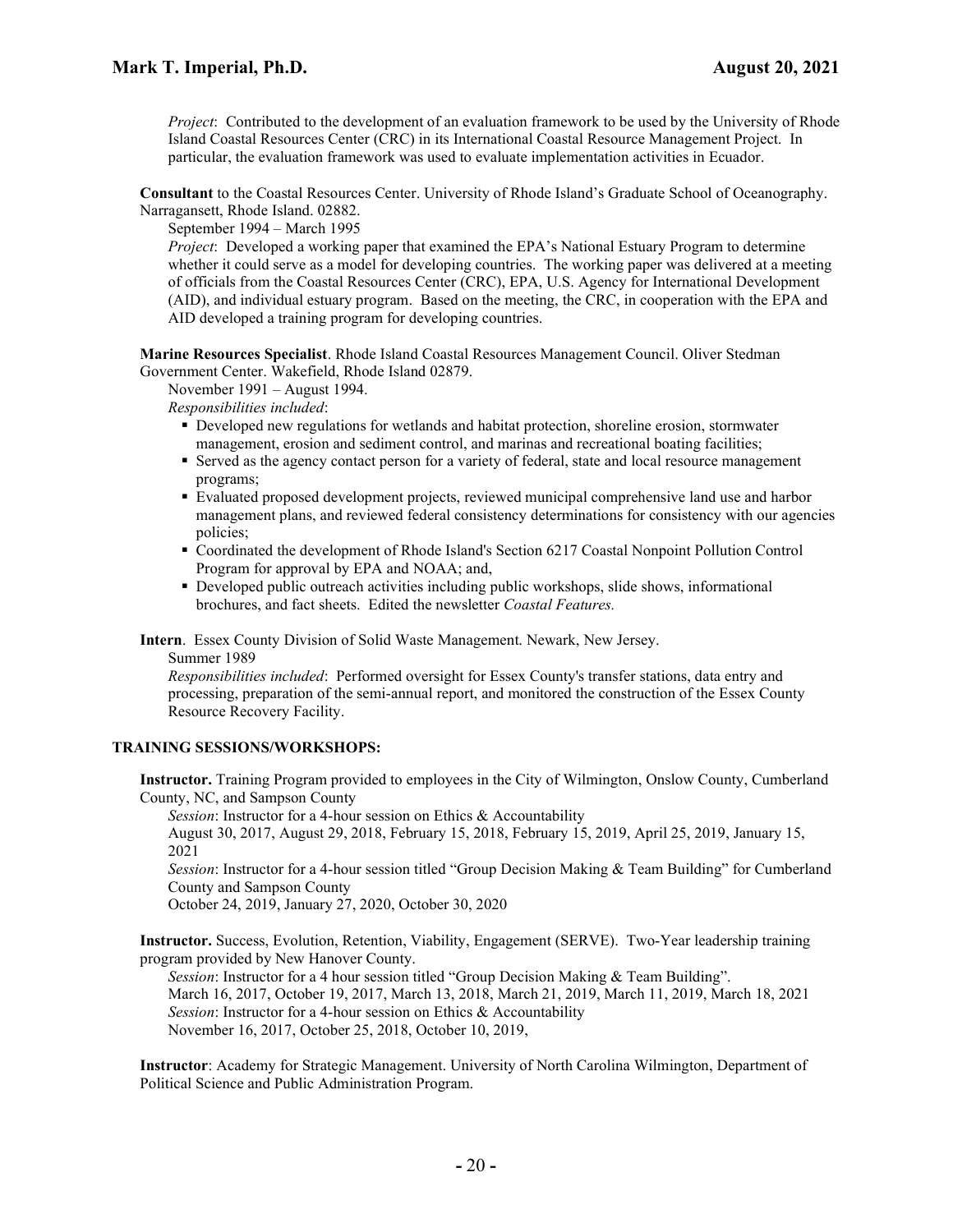*Project*: Contributed to the development of an evaluation framework to be used by the University of Rhode Island Coastal Resources Center (CRC) in its International Coastal Resource Management Project. In particular, the evaluation framework was used to evaluate implementation activities in Ecuador.

**Consultant** to the Coastal Resources Center. University of Rhode Island's Graduate School of Oceanography. Narragansett, Rhode Island. 02882.

September 1994 – March 1995

*Project*: Developed a working paper that examined the EPA's National Estuary Program to determine whether it could serve as a model for developing countries. The working paper was delivered at a meeting of officials from the Coastal Resources Center (CRC), EPA, U.S. Agency for International Development (AID), and individual estuary program. Based on the meeting, the CRC, in cooperation with the EPA and AID developed a training program for developing countries.

**Marine Resources Specialist**. Rhode Island Coastal Resources Management Council. Oliver Stedman Government Center. Wakefield, Rhode Island 02879.

November 1991 – August 1994.

*Responsibilities included*:

- Developed new regulations for wetlands and habitat protection, shoreline erosion, stormwater management, erosion and sediment control, and marinas and recreational boating facilities;
- Served as the agency contact person for a variety of federal, state and local resource management programs;
- Evaluated proposed development projects, reviewed municipal comprehensive land use and harbor management plans, and reviewed federal consistency determinations for consistency with our agencies policies;
- Coordinated the development of Rhode Island's Section 6217 Coastal Nonpoint Pollution Control Program for approval by EPA and NOAA; and,
- Developed public outreach activities including public workshops, slide shows, informational brochures, and fact sheets. Edited the newsletter *Coastal Features.*

**Intern**. Essex County Division of Solid Waste Management. Newark, New Jersey.

Summer 1989

*Responsibilities included*: Performed oversight for Essex County's transfer stations, data entry and processing, preparation of the semi-annual report, and monitored the construction of the Essex County Resource Recovery Facility.

## TRAINING SESSIONS/WORKSHOPS:

**Instructor.** Training Program provided to employees in the City of Wilmington, Onslow County, Cumberland County, NC, and Sampson County

*Session*: Instructor for a 4-hour session on Ethics & Accountability

August 30, 2017, August 29, 2018, February 15, 2018, February 15, 2019, April 25, 2019, January 15, 2021

*Session*: Instructor for a 4-hour session titled "Group Decision Making & Team Building" for Cumberland County and Sampson County

October 24, 2019, January 27, 2020, October 30, 2020

**Instructor.** Success, Evolution, Retention, Viability, Engagement (SERVE). Two-Year leadership training program provided by New Hanover County.

*Session*: Instructor for a 4 hour session titled "Group Decision Making & Team Building".

March 16, 2017, October 19, 2017, March 13, 2018, March 21, 2019, March 11, 2019, March 18, 2021

*Session*: Instructor for a 4-hour session on Ethics & Accountability

November 16, 2017, October 25, 2018, October 10, 2019,

**Instructor**: Academy for Strategic Management. University of North Carolina Wilmington, Department of Political Science and Public Administration Program.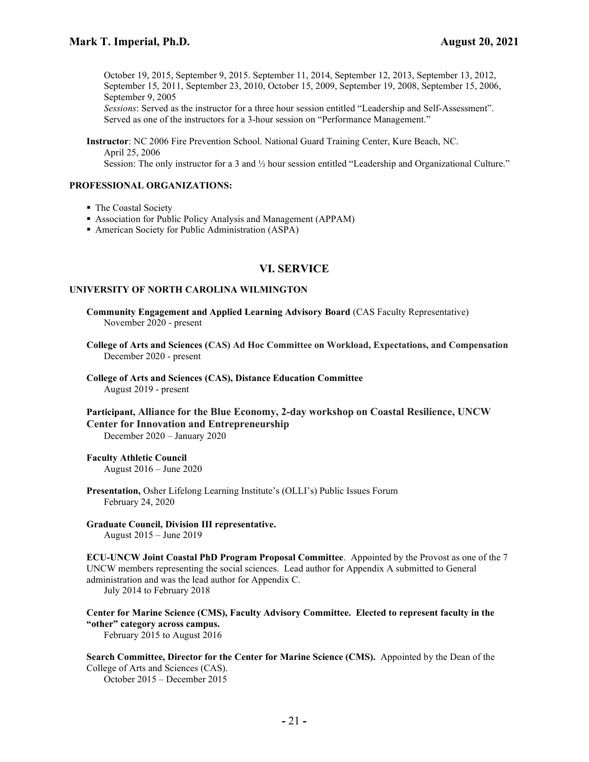October 19, 2015, September 9, 2015. September 11, 2014, September 12, 2013, September 13, 2012, September 15, 2011, September 23, 2010, October 15, 2009, September 19, 2008, September 15, 2006, September 9, 2005

*Sessions*: Served as the instructor for a three hour session entitled "Leadership and Self-Assessment". Served as one of the instructors for a 3-hour session on "Performance Management."

**Instructor**: NC 2006 Fire Prevention School. National Guard Training Center, Kure Beach, NC.
April 25, 2006
Session: The only instructor for a 3 and ½ hour session entitled "Leadership and Organizational Culture."

#### PROFESSIONAL ORGANIZATIONS:

- The Coastal Society
- Association for Public Policy Analysis and Management (APPAM)
- American Society for Public Administration (ASPA)

## VI. SERVICE

#### UNIVERSITY OF NORTH CAROLINA WILMINGTON

**Community Engagement and Applied Learning Advisory Board** (CAS Faculty Representative)
November 2020 - present

**College of Arts and Sciences (CAS) Ad Hoc Committee on Workload, Expectations, and Compensation**
December 2020 - present

**College of Arts and Sciences (CAS), Distance Education Committee**
August 2019 - present

**Participant, Alliance for the Blue Economy, 2-day workshop on Coastal Resilience, UNCW Center for Innovation and Entrepreneurship**
December 2020 – January 2020

**Faculty Athletic Council**
August 2016 – June 2020

**Presentation,** Osher Lifelong Learning Institute's (OLLI's) Public Issues Forum
February 24, 2020

**Graduate Council, Division III representative.**
August 2015 – June 2019

**ECU-UNCW Joint Coastal PhD Program Proposal Committee**. Appointed by the Provost as one of the 7 UNCW members representing the social sciences. Lead author for Appendix A submitted to General administration and was the lead author for Appendix C.
July 2014 to February 2018

**Center for Marine Science (CMS), Faculty Advisory Committee. Elected to represent faculty in the "other" category across campus.**
February 2015 to August 2016

**Search Committee, Director for the Center for Marine Science (CMS).** Appointed by the Dean of the College of Arts and Sciences (CAS).
October 2015 – December 2015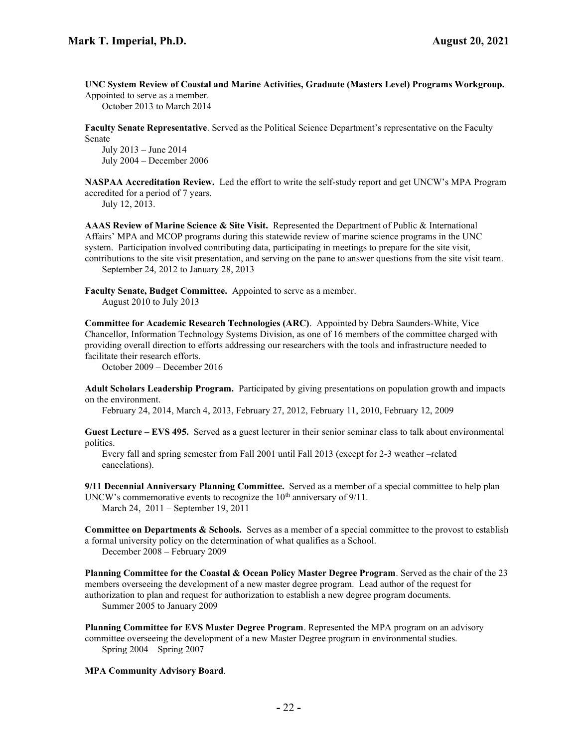**UNC System Review of Coastal and Marine Activities, Graduate (Masters Level) Programs Workgroup.** Appointed to serve as a member.
October 2013 to March 2014

**Faculty Senate Representative**. Served as the Political Science Department's representative on the Faculty Senate
July 2013 – June 2014
July 2004 – December 2006

**NASPAA Accreditation Review.** Led the effort to write the self-study report and get UNCW's MPA Program accredited for a period of 7 years.
July 12, 2013.

**AAAS Review of Marine Science & Site Visit.** Represented the Department of Public & International Affairs' MPA and MCOP programs during this statewide review of marine science programs in the UNC system. Participation involved contributing data, participating in meetings to prepare for the site visit, contributions to the site visit presentation, and serving on the pane to answer questions from the site visit team.
September 24, 2012 to January 28, 2013

**Faculty Senate, Budget Committee.** Appointed to serve as a member.
August 2010 to July 2013

**Committee for Academic Research Technologies (ARC)**. Appointed by Debra Saunders-White, Vice Chancellor, Information Technology Systems Division, as one of 16 members of the committee charged with providing overall direction to efforts addressing our researchers with the tools and infrastructure needed to facilitate their research efforts.
October 2009 – December 2016

**Adult Scholars Leadership Program.** Participated by giving presentations on population growth and impacts on the environment.
February 24, 2014, March 4, 2013, February 27, 2012, February 11, 2010, February 12, 2009

**Guest Lecture – EVS 495.** Served as a guest lecturer in their senior seminar class to talk about environmental politics.
Every fall and spring semester from Fall 2001 until Fall 2013 (except for 2-3 weather –related cancelations).

**9/11 Decennial Anniversary Planning Committee.** Served as a member of a special committee to help plan UNCW's commemorative events to recognize the 10th anniversary of 9/11.
March 24, 2011 – September 19, 2011

**Committee on Departments & Schools.** Serves as a member of a special committee to the provost to establish a formal university policy on the determination of what qualifies as a School.
December 2008 – February 2009

**Planning Committee for the Coastal & Ocean Policy Master Degree Program**. Served as the chair of the 23 members overseeing the development of a new master degree program. Lead author of the request for authorization to plan and request for authorization to establish a new degree program documents.
Summer 2005 to January 2009

**Planning Committee for EVS Master Degree Program**. Represented the MPA program on an advisory committee overseeing the development of a new Master Degree program in environmental studies.
Spring 2004 – Spring 2007

**MPA Community Advisory Board**.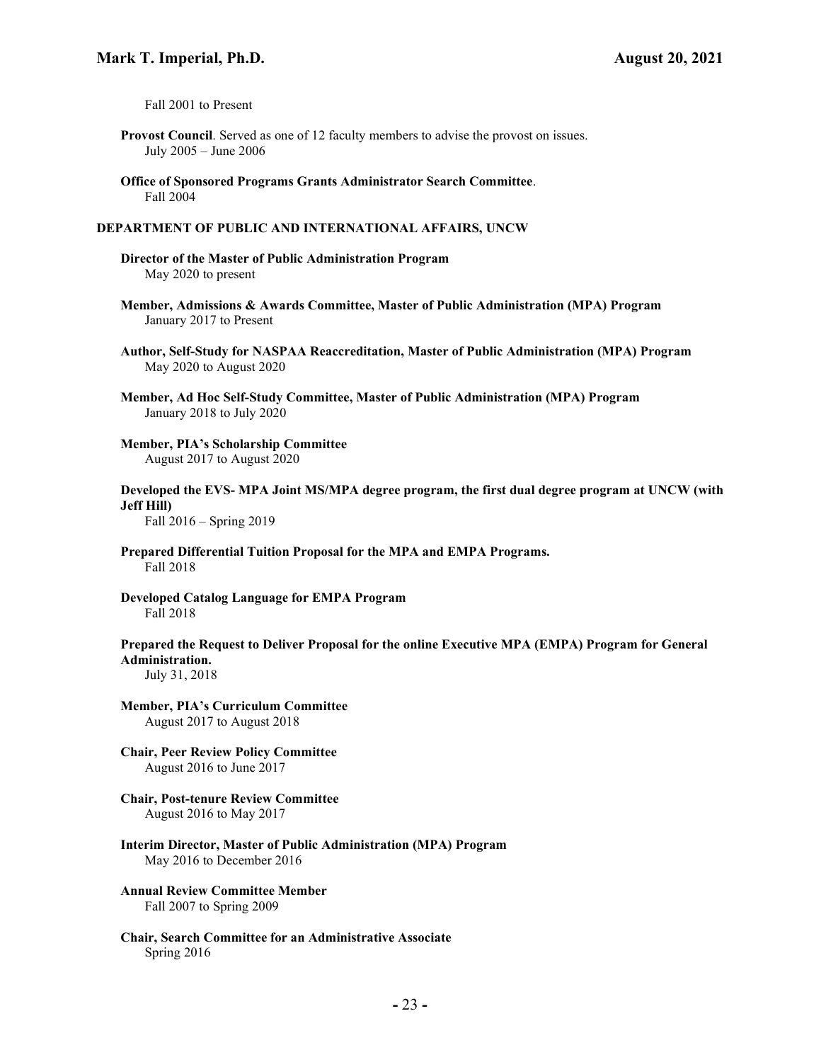Fall 2001 to Present

**Provost Council**. Served as one of 12 faculty members to advise the provost on issues.
July 2005 – June 2006

**Office of Sponsored Programs Grants Administrator Search Committee**.
Fall 2004

### DEPARTMENT OF PUBLIC AND INTERNATIONAL AFFAIRS, UNCW

**Director of the Master of Public Administration Program**
May 2020 to present

**Member, Admissions & Awards Committee, Master of Public Administration (MPA) Program**
January 2017 to Present

**Author, Self-Study for NASPAA Reaccreditation, Master of Public Administration (MPA) Program**
May 2020 to August 2020

**Member, Ad Hoc Self-Study Committee, Master of Public Administration (MPA) Program**
January 2018 to July 2020

**Member, PIA's Scholarship Committee**
August 2017 to August 2020

**Developed the EVS- MPA Joint MS/MPA degree program, the first dual degree program at UNCW (with Jeff Hill)**
Fall 2016 – Spring 2019

**Prepared Differential Tuition Proposal for the MPA and EMPA Programs.**
Fall 2018

**Developed Catalog Language for EMPA Program**
Fall 2018

**Prepared the Request to Deliver Proposal for the online Executive MPA (EMPA) Program for General Administration.**
July 31, 2018

**Member, PIA's Curriculum Committee**
August 2017 to August 2018

**Chair, Peer Review Policy Committee**
August 2016 to June 2017

**Chair, Post-tenure Review Committee**
August 2016 to May 2017

**Interim Director, Master of Public Administration (MPA) Program**
May 2016 to December 2016

**Annual Review Committee Member**
Fall 2007 to Spring 2009

**Chair, Search Committee for an Administrative Associate**
Spring 2016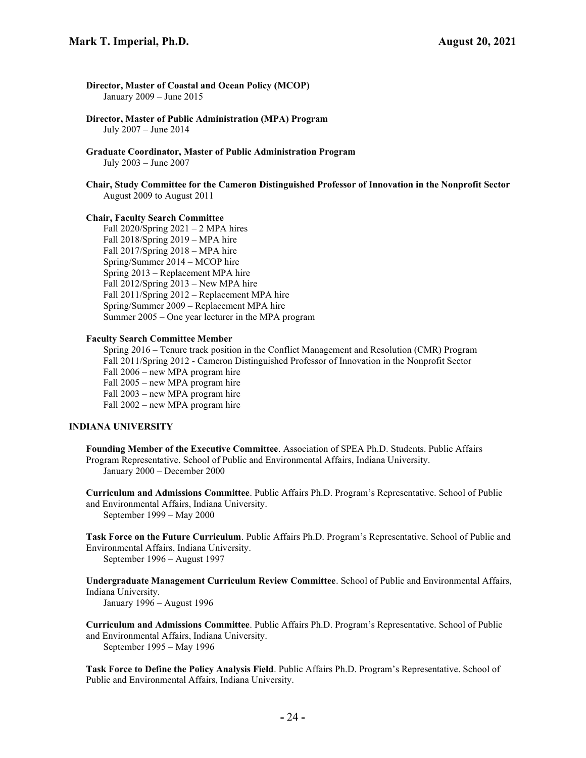**Director, Master of Coastal and Ocean Policy (MCOP)**
January 2009 – June 2015

**Director, Master of Public Administration (MPA) Program**
July 2007 – June 2014

**Graduate Coordinator, Master of Public Administration Program**
July 2003 – June 2007

**Chair, Study Committee for the Cameron Distinguished Professor of Innovation in the Nonprofit Sector**
August 2009 to August 2011

**Chair, Faculty Search Committee**
Fall 2020/Spring 2021 – 2 MPA hires
Fall 2018/Spring 2019 – MPA hire
Fall 2017/Spring 2018 – MPA hire
Spring/Summer 2014 – MCOP hire
Spring 2013 – Replacement MPA hire
Fall 2012/Spring 2013 – New MPA hire
Fall 2011/Spring 2012 – Replacement MPA hire
Spring/Summer 2009 – Replacement MPA hire
Summer 2005 – One year lecturer in the MPA program

**Faculty Search Committee Member**
Spring 2016 – Tenure track position in the Conflict Management and Resolution (CMR) Program
Fall 2011/Spring 2012 - Cameron Distinguished Professor of Innovation in the Nonprofit Sector
Fall 2006 – new MPA program hire
Fall 2005 – new MPA program hire
Fall 2003 – new MPA program hire
Fall 2002 – new MPA program hire

## INDIANA UNIVERSITY

**Founding Member of the Executive Committee**. Association of SPEA Ph.D. Students. Public Affairs Program Representative. School of Public and Environmental Affairs, Indiana University.
January 2000 – December 2000

**Curriculum and Admissions Committee**. Public Affairs Ph.D. Program's Representative. School of Public and Environmental Affairs, Indiana University.
September 1999 – May 2000

**Task Force on the Future Curriculum**. Public Affairs Ph.D. Program's Representative. School of Public and Environmental Affairs, Indiana University.
September 1996 – August 1997

**Undergraduate Management Curriculum Review Committee**. School of Public and Environmental Affairs, Indiana University.
January 1996 – August 1996

**Curriculum and Admissions Committee**. Public Affairs Ph.D. Program's Representative. School of Public and Environmental Affairs, Indiana University.
September 1995 – May 1996

**Task Force to Define the Policy Analysis Field**. Public Affairs Ph.D. Program's Representative. School of Public and Environmental Affairs, Indiana University.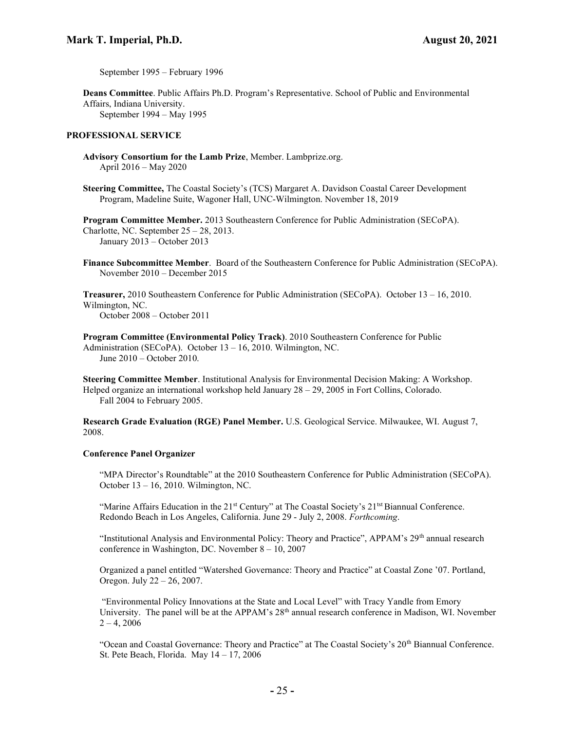September 1995 – February 1996

**Deans Committee**. Public Affairs Ph.D. Program's Representative. School of Public and Environmental Affairs, Indiana University.
September 1994 – May 1995

### PROFESSIONAL SERVICE

**Advisory Consortium for the Lamb Prize**, Member. Lambprize.org.
April 2016 – May 2020

**Steering Committee,** The Coastal Society's (TCS) Margaret A. Davidson Coastal Career Development Program, Madeline Suite, Wagoner Hall, UNC-Wilmington. November 18, 2019

**Program Committee Member.** 2013 Southeastern Conference for Public Administration (SECoPA). Charlotte, NC. September 25 – 28, 2013.
January 2013 – October 2013

**Finance Subcommittee Member**. Board of the Southeastern Conference for Public Administration (SECoPA).
November 2010 – December 2015

**Treasurer,** 2010 Southeastern Conference for Public Administration (SECoPA). October 13 – 16, 2010. Wilmington, NC.
October 2008 – October 2011

**Program Committee (Environmental Policy Track)**. 2010 Southeastern Conference for Public Administration (SECoPA). October 13 – 16, 2010. Wilmington, NC.
June 2010 – October 2010.

**Steering Committee Member**. Institutional Analysis for Environmental Decision Making: A Workshop. Helped organize an international workshop held January 28 – 29, 2005 in Fort Collins, Colorado.
Fall 2004 to February 2005.

**Research Grade Evaluation (RGE) Panel Member.** U.S. Geological Service. Milwaukee, WI. August 7, 2008.

**Conference Panel Organizer**

"MPA Director's Roundtable" at the 2010 Southeastern Conference for Public Administration (SECoPA). October 13 – 16, 2010. Wilmington, NC.

"Marine Affairs Education in the 21st Century" at The Coastal Society's 21tst Biannual Conference. Redondo Beach in Los Angeles, California. June 29 - July 2, 2008. *Forthcoming*.

"Institutional Analysis and Environmental Policy: Theory and Practice", APPAM's 29th annual research conference in Washington, DC. November 8 – 10, 2007

Organized a panel entitled "Watershed Governance: Theory and Practice" at Coastal Zone '07. Portland, Oregon. July 22 – 26, 2007.

"Environmental Policy Innovations at the State and Local Level" with Tracy Yandle from Emory University. The panel will be at the APPAM's 28th annual research conference in Madison, WI. November 2 – 4, 2006

"Ocean and Coastal Governance: Theory and Practice" at The Coastal Society's 20th Biannual Conference. St. Pete Beach, Florida. May 14 – 17, 2006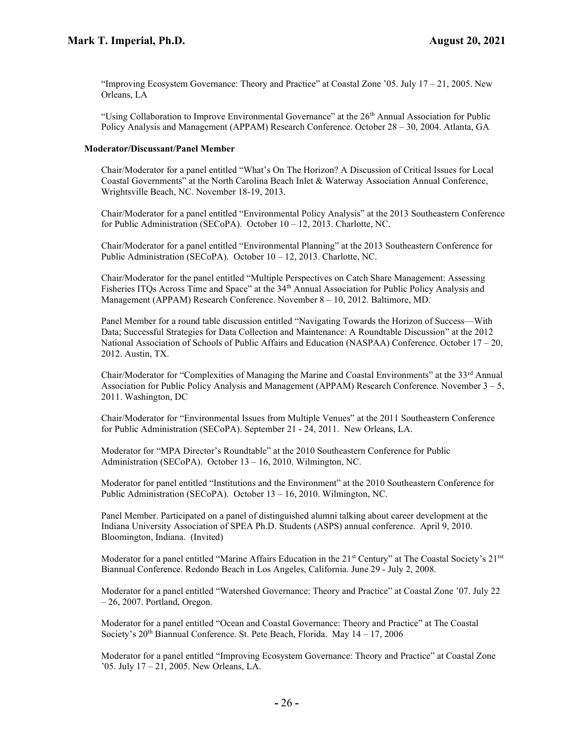"Improving Ecosystem Governance: Theory and Practice" at Coastal Zone '05. July 17 – 21, 2005. New Orleans, LA

"Using Collaboration to Improve Environmental Governance" at the 26th Annual Association for Public Policy Analysis and Management (APPAM) Research Conference. October 28 – 30, 2004. Atlanta, GA

**Moderator/Discussant/Panel Member**

Chair/Moderator for a panel entitled "What's On The Horizon? A Discussion of Critical Issues for Local Coastal Governments" at the North Carolina Beach Inlet & Waterway Association Annual Conference, Wrightsville Beach, NC. November 18-19, 2013.

Chair/Moderator for a panel entitled "Environmental Policy Analysis" at the 2013 Southeastern Conference for Public Administration (SECoPA). October 10 – 12, 2013. Charlotte, NC.

Chair/Moderator for a panel entitled "Environmental Planning" at the 2013 Southeastern Conference for Public Administration (SECoPA). October 10 – 12, 2013. Charlotte, NC.

Chair/Moderator for the panel entitled "Multiple Perspectives on Catch Share Management: Assessing Fisheries ITQs Across Time and Space" at the 34th Annual Association for Public Policy Analysis and Management (APPAM) Research Conference. November 8 – 10, 2012. Baltimore, MD.

Panel Member for a round table discussion entitled "Navigating Towards the Horizon of Success—With Data; Successful Strategies for Data Collection and Maintenance: A Roundtable Discussion" at the 2012 National Association of Schools of Public Affairs and Education (NASPAA) Conference. October 17 – 20, 2012. Austin, TX.

Chair/Moderator for "Complexities of Managing the Marine and Coastal Environments" at the 33rd Annual Association for Public Policy Analysis and Management (APPAM) Research Conference. November 3 – 5, 2011. Washington, DC

Chair/Moderator for "Environmental Issues from Multiple Venues" at the 2011 Southeastern Conference for Public Administration (SECoPA). September 21 - 24, 2011. New Orleans, LA.

Moderator for "MPA Director's Roundtable" at the 2010 Southeastern Conference for Public Administration (SECoPA). October 13 – 16, 2010. Wilmington, NC.

Moderator for panel entitled "Institutions and the Environment" at the 2010 Southeastern Conference for Public Administration (SECoPA). October 13 – 16, 2010. Wilmington, NC.

Panel Member. Participated on a panel of distinguished alumni talking about career development at the Indiana University Association of SPEA Ph.D. Students (ASPS) annual conference. April 9, 2010. Bloomington, Indiana. (Invited)

Moderator for a panel entitled "Marine Affairs Education in the 21st Century" at The Coastal Society's 21tst Biannual Conference. Redondo Beach in Los Angeles, California. June 29 - July 2, 2008.

Moderator for a panel entitled "Watershed Governance: Theory and Practice" at Coastal Zone '07. July 22 – 26, 2007. Portland, Oregon.

Moderator for a panel entitled "Ocean and Coastal Governance: Theory and Practice" at The Coastal Society's 20th Biannual Conference. St. Pete Beach, Florida. May 14 – 17, 2006

Moderator for a panel entitled "Improving Ecosystem Governance: Theory and Practice" at Coastal Zone '05. July 17 – 21, 2005. New Orleans, LA.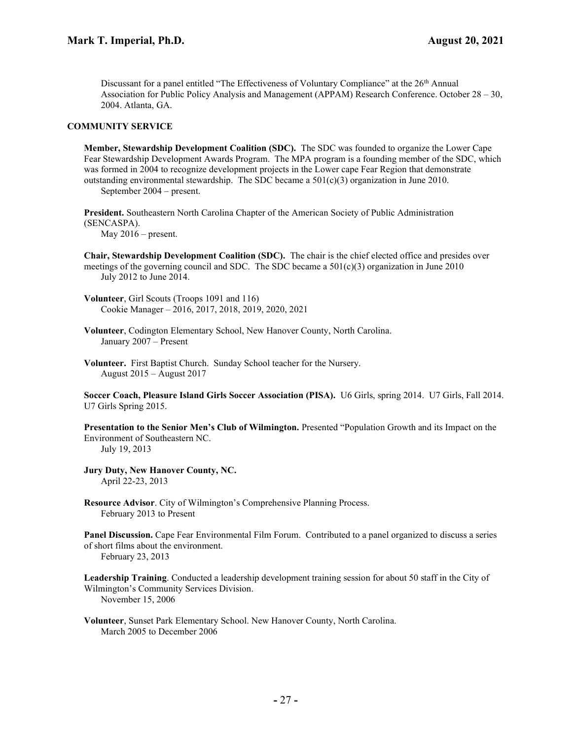Discussant for a panel entitled "The Effectiveness of Voluntary Compliance" at the 26th Annual Association for Public Policy Analysis and Management (APPAM) Research Conference. October 28 – 30, 2004. Atlanta, GA.

## COMMUNITY SERVICE

**Member, Stewardship Development Coalition (SDC).** The SDC was founded to organize the Lower Cape Fear Stewardship Development Awards Program. The MPA program is a founding member of the SDC, which was formed in 2004 to recognize development projects in the Lower cape Fear Region that demonstrate outstanding environmental stewardship. The SDC became a 501(c)(3) organization in June 2010.
September 2004 – present.

**President.** Southeastern North Carolina Chapter of the American Society of Public Administration (SENCASPA).
May 2016 – present.

**Chair, Stewardship Development Coalition (SDC).** The chair is the chief elected office and presides over meetings of the governing council and SDC. The SDC became a 501(c)(3) organization in June 2010
July 2012 to June 2014.

**Volunteer**, Girl Scouts (Troops 1091 and 116)
Cookie Manager – 2016, 2017, 2018, 2019, 2020, 2021

**Volunteer**, Codington Elementary School, New Hanover County, North Carolina.
January 2007 – Present

**Volunteer.** First Baptist Church. Sunday School teacher for the Nursery.
August 2015 – August 2017

**Soccer Coach, Pleasure Island Girls Soccer Association (PISA).** U6 Girls, spring 2014. U7 Girls, Fall 2014. U7 Girls Spring 2015.

**Presentation to the Senior Men's Club of Wilmington.** Presented "Population Growth and its Impact on the Environment of Southeastern NC.
July 19, 2013

**Jury Duty, New Hanover County, NC.**
April 22-23, 2013

**Resource Advisor**. City of Wilmington's Comprehensive Planning Process.
February 2013 to Present

**Panel Discussion.** Cape Fear Environmental Film Forum. Contributed to a panel organized to discuss a series of short films about the environment.
February 23, 2013

**Leadership Training**. Conducted a leadership development training session for about 50 staff in the City of Wilmington's Community Services Division.
November 15, 2006

**Volunteer**, Sunset Park Elementary School. New Hanover County, North Carolina.
March 2005 to December 2006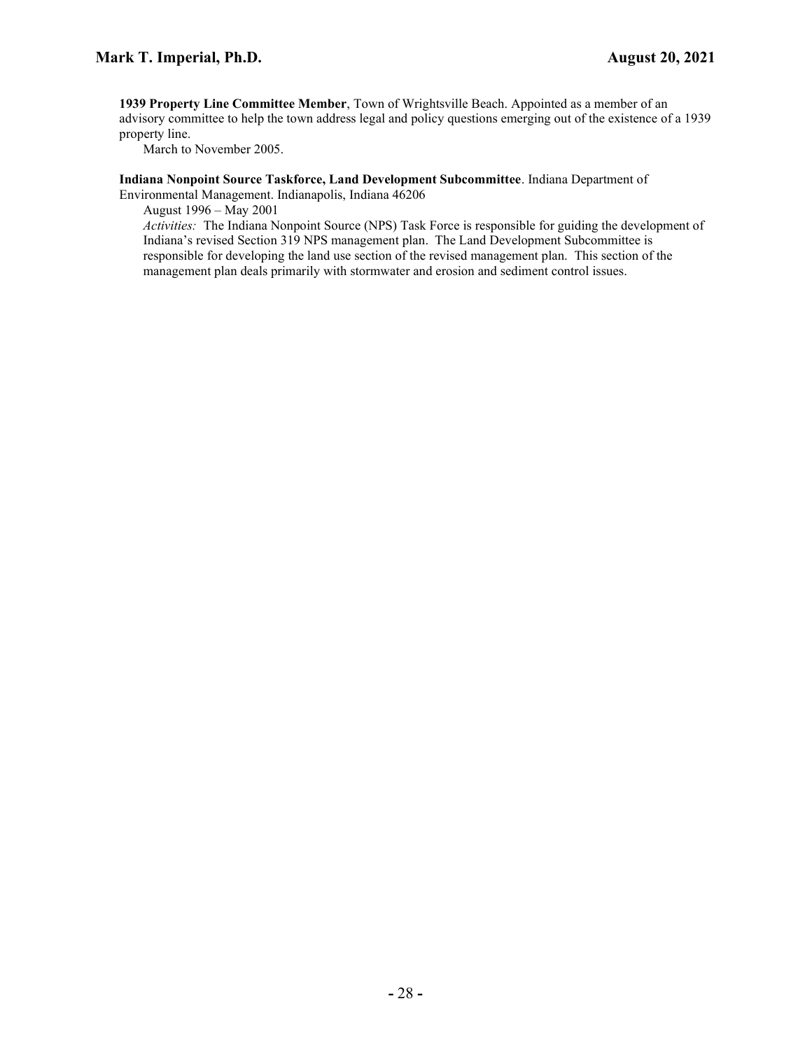**1939 Property Line Committee Member**, Town of Wrightsville Beach. Appointed as a member of an advisory committee to help the town address legal and policy questions emerging out of the existence of a 1939 property line.

March to November 2005.

**Indiana Nonpoint Source Taskforce, Land Development Subcommittee**. Indiana Department of Environmental Management. Indianapolis, Indiana 46206

August 1996 – May 2001

*Activities:* The Indiana Nonpoint Source (NPS) Task Force is responsible for guiding the development of Indiana's revised Section 319 NPS management plan. The Land Development Subcommittee is responsible for developing the land use section of the revised management plan. This section of the management plan deals primarily with stormwater and erosion and sediment control issues.